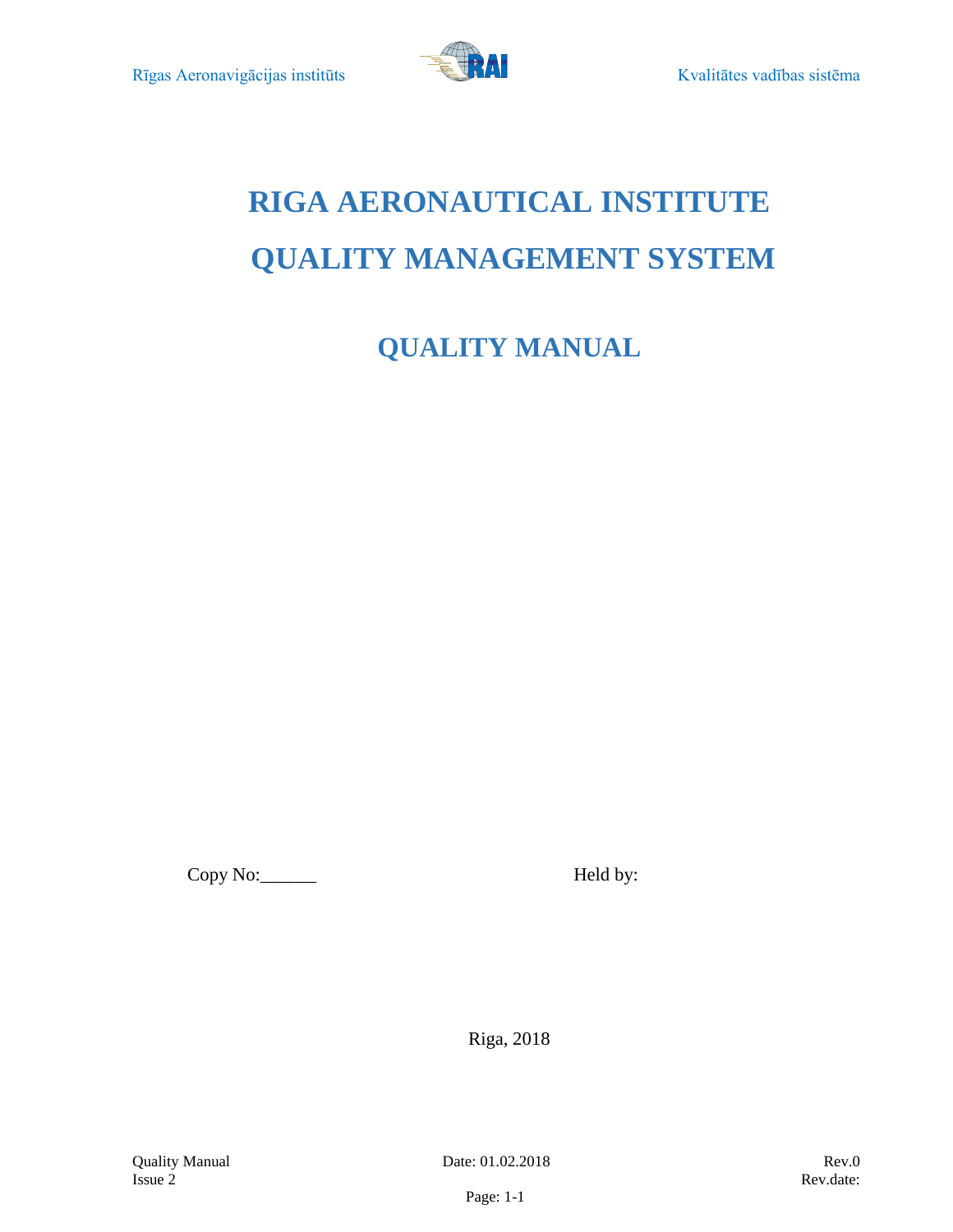# RIGA AERONAUTICAL INSTITUTE

# QUALITY MANAGEMENT SYSTEM

## QUALITY MANUAL

Copy No:______ Held by:

Riga, 2018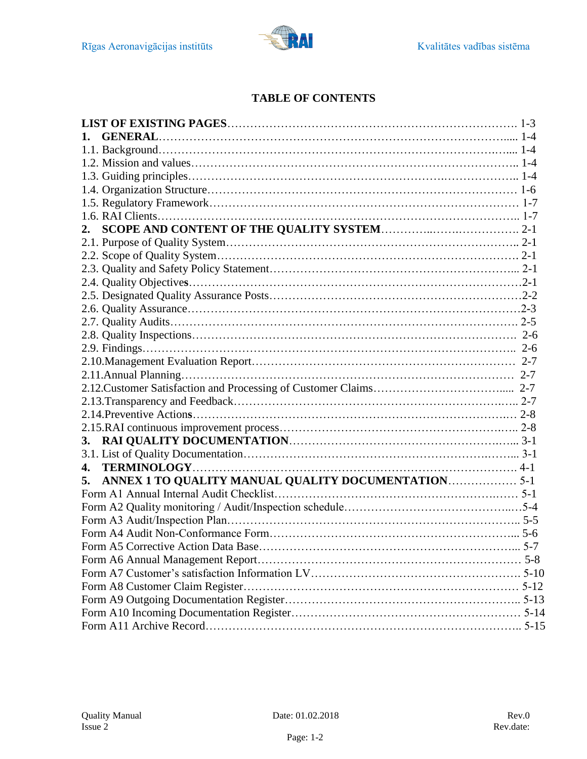# TABLE OF CONTENTS

**LIST OF EXISTING PAGES** ………………………………………………………………… 1-3
**1. GENERAL** …………………………………………………………………………….... 1-4
1.1. Background…………………………………………………………………….…... 1-4
1.2. Mission and values………………………………………………………………….. 1-4
1.3. Guiding principles………………………………………………..……………….. 1-4
1.4. Organization Structure……………………………………………………………… 1-6
1.5. Regulatory Framework……………………………………………………………… 1-7
1.6. RAI Clients………………………………………………………………………….. 1-7
**2. SCOPE AND CONTENT OF THE QUALITY SYSTEM** …………..…….……………. 2-1
2.1. Purpose of Quality System…………………………………………………………….. 2-1
2.2. Scope of Quality System………………………………………………………………… 2-1
2.3. Quality and Safety Policy Statement…………………………………………………... 2-1
2.4. Quality Objectives……………………………………………………………………….2-1
2.5. Designated Quality Assurance Posts…………………………………………………….2-2
2.6. Quality Assurance……………………………………………………………………….2-3
2.7. Quality Audits…………………………………………………………………………. 2-5
2.8. Quality Inspections…………………………………………………………………… 2-6
2.9. Findings………………………………………………………………………………….. 2-6
2.10.Management Evaluation Report……………………………………………………… 2-7
2.11.Annual Planning……………………………………………………………………… 2-7
2.12.Customer Satisfaction and Processing of Customer Claims……………………………..... 2-7
2.13.Transparency and Feedback…………………………………………………………..... 2-7
2.14.Preventive Actions…………………………………………………………………..… 2-8
2.15.RAI continuous improvement process………………………………………………….. 2-8
**3. RAI QUALITY DOCUMENTATION** …………………………………………………... 3-1
3.1. List of Quality Documentation……………………………………………………….... 3-1
**4. TERMINOLOGY** ……………………………………………………………………… 4-1
**5. ANNEX 1 TO QUALITY MANUAL QUALITY DOCUMENTATION** ……………… 5-1
Form A1 Annual Internal Audit Checklist……………………………………………… 5-1
Form A2 Quality monitoring / Audit/Inspection schedule…………………………………...5-4
Form A3 Audit/Inspection Plan………………………………………………………….. 5-5
Form A4 Audit Non-Conformance Form……………………………………………………... 5-6
Form A5 Corrective Action Data Base………………………………………………………... 5-7
Form A6 Annual Management Report………………………………………………………… 5-8
Form A7 Customer's satisfaction Information LV……………………………………………… 5-10
Form A8 Customer Claim Register……………………………………………………………. 5-12
Form A9 Outgoing Documentation Register…………………………………………………….. 5-13
Form A10 Incoming Documentation Register…………………………………………………… 5-14
Form A11 Archive Record………………………………………………………………….. 5-15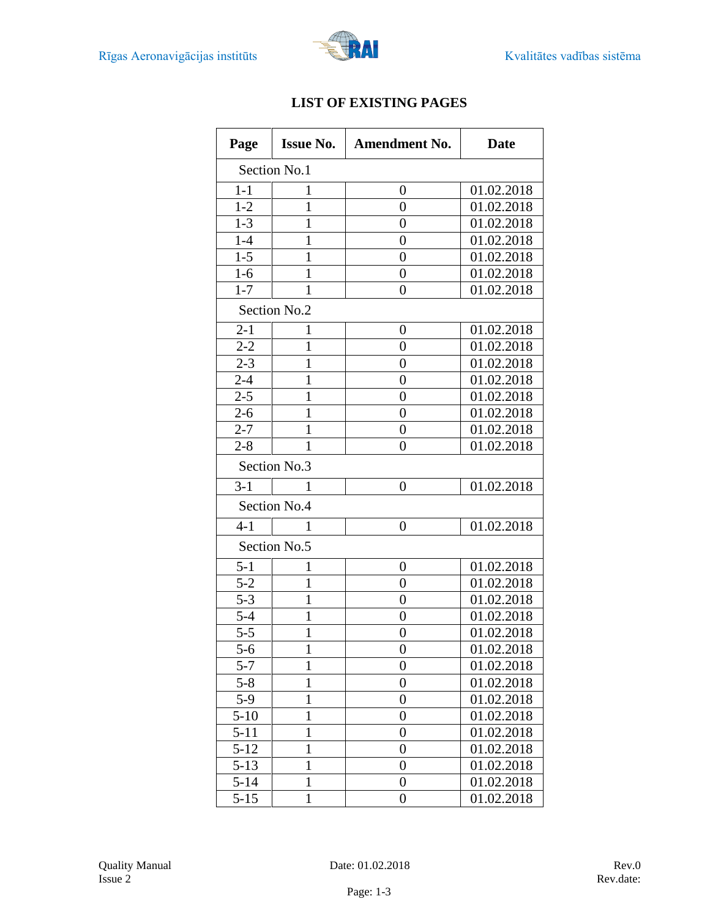# LIST OF EXISTING PAGES

| Page | Issue No. | Amendment No. | Date |
|---|---|---|---|
| Section No.1 | | | |
| 1-1 | 1 | 0 | 01.02.2018 |
| 1-2 | 1 | 0 | 01.02.2018 |
| 1-3 | 1 | 0 | 01.02.2018 |
| 1-4 | 1 | 0 | 01.02.2018 |
| 1-5 | 1 | 0 | 01.02.2018 |
| 1-6 | 1 | 0 | 01.02.2018 |
| 1-7 | 1 | 0 | 01.02.2018 |
| Section No.2 | | | |
| 2-1 | 1 | 0 | 01.02.2018 |
| 2-2 | 1 | 0 | 01.02.2018 |
| 2-3 | 1 | 0 | 01.02.2018 |
| 2-4 | 1 | 0 | 01.02.2018 |
| 2-5 | 1 | 0 | 01.02.2018 |
| 2-6 | 1 | 0 | 01.02.2018 |
| 2-7 | 1 | 0 | 01.02.2018 |
| 2-8 | 1 | 0 | 01.02.2018 |
| Section No.3 | | | |
| 3-1 | 1 | 0 | 01.02.2018 |
| Section No.4 | | | |
| 4-1 | 1 | 0 | 01.02.2018 |
| Section No.5 | | | |
| 5-1 | 1 | 0 | 01.02.2018 |
| 5-2 | 1 | 0 | 01.02.2018 |
| 5-3 | 1 | 0 | 01.02.2018 |
| 5-4 | 1 | 0 | 01.02.2018 |
| 5-5 | 1 | 0 | 01.02.2018 |
| 5-6 | 1 | 0 | 01.02.2018 |
| 5-7 | 1 | 0 | 01.02.2018 |
| 5-8 | 1 | 0 | 01.02.2018 |
| 5-9 | 1 | 0 | 01.02.2018 |
| 5-10 | 1 | 0 | 01.02.2018 |
| 5-11 | 1 | 0 | 01.02.2018 |
| 5-12 | 1 | 0 | 01.02.2018 |
| 5-13 | 1 | 0 | 01.02.2018 |
| 5-14 | 1 | 0 | 01.02.2018 |
| 5-15 | 1 | 0 | 01.02.2018 |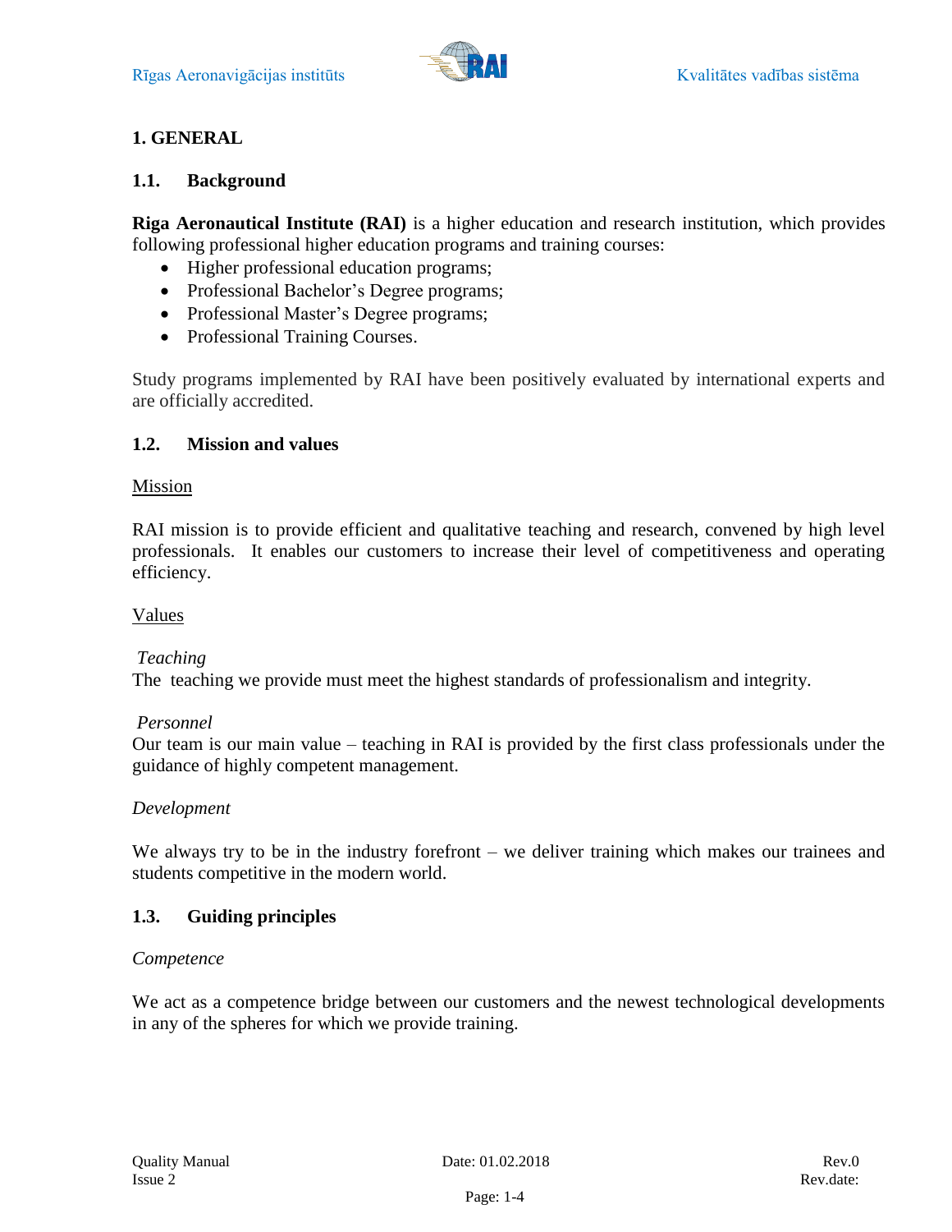# 1. GENERAL

## 1.1. Background

**Riga Aeronautical Institute (RAI)** is a higher education and research institution, which provides following professional higher education programs and training courses:

- Higher professional education programs;
- Professional Bachelor's Degree programs;
- Professional Master's Degree programs;
- Professional Training Courses.

Study programs implemented by RAI have been positively evaluated by international experts and are officially accredited.

## 1.2. Mission and values

Mission

RAI mission is to provide efficient and qualitative teaching and research, convened by high level professionals. It enables our customers to increase their level of competitiveness and operating efficiency.

Values

*Teaching*
The teaching we provide must meet the highest standards of professionalism and integrity.

*Personnel*
Our team is our main value – teaching in RAI is provided by the first class professionals under the guidance of highly competent management.

*Development*

We always try to be in the industry forefront – we deliver training which makes our trainees and students competitive in the modern world.

## 1.3. Guiding principles

*Competence*

We act as a competence bridge between our customers and the newest technological developments in any of the spheres for which we provide training.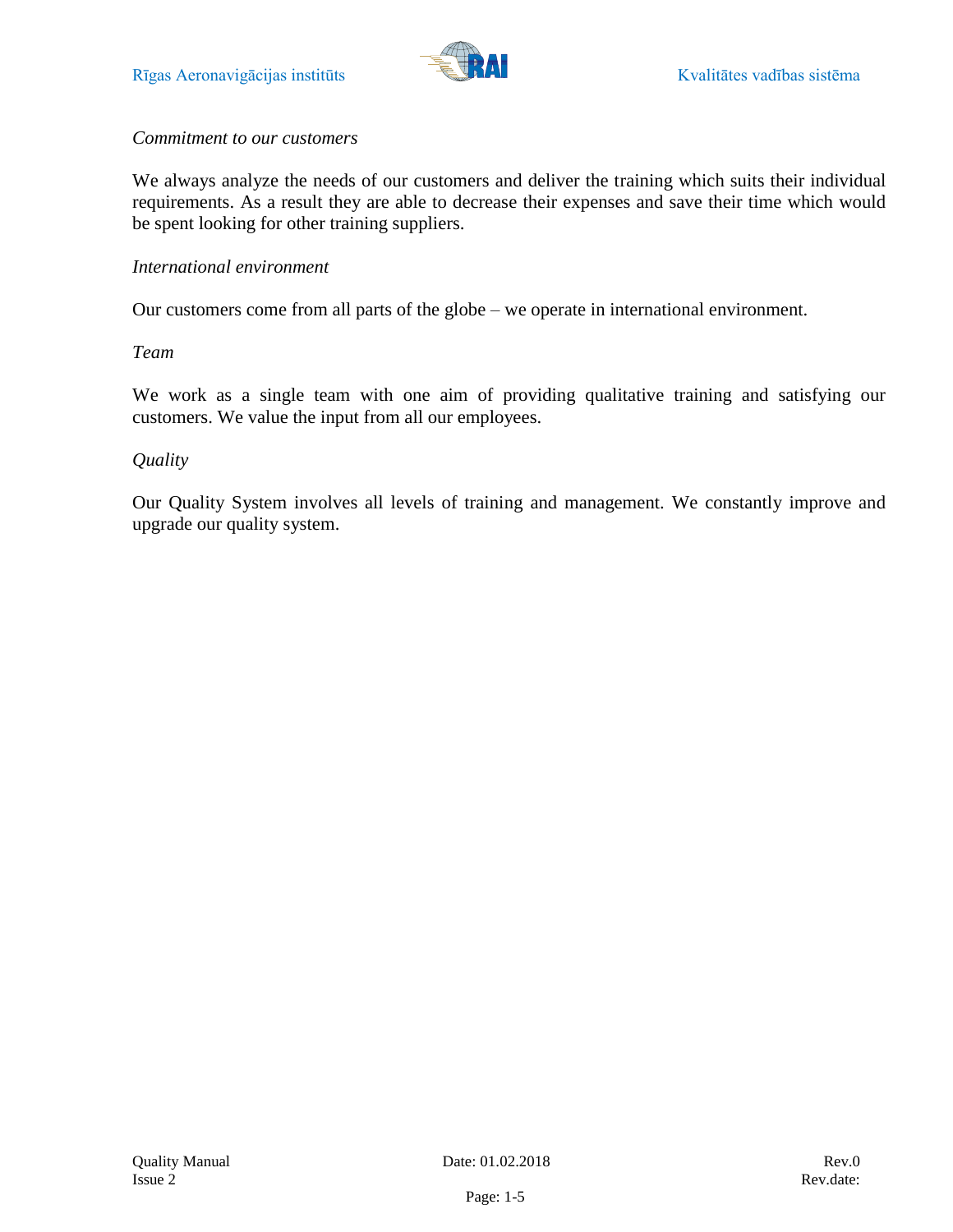*Commitment to our customers*

We always analyze the needs of our customers and deliver the training which suits their individual requirements. As a result they are able to decrease their expenses and save their time which would be spent looking for other training suppliers.

*International environment*

Our customers come from all parts of the globe – we operate in international environment.

*Team*

We work as a single team with one aim of providing qualitative training and satisfying our customers. We value the input from all our employees.

*Quality*

Our Quality System involves all levels of training and management. We constantly improve and upgrade our quality system.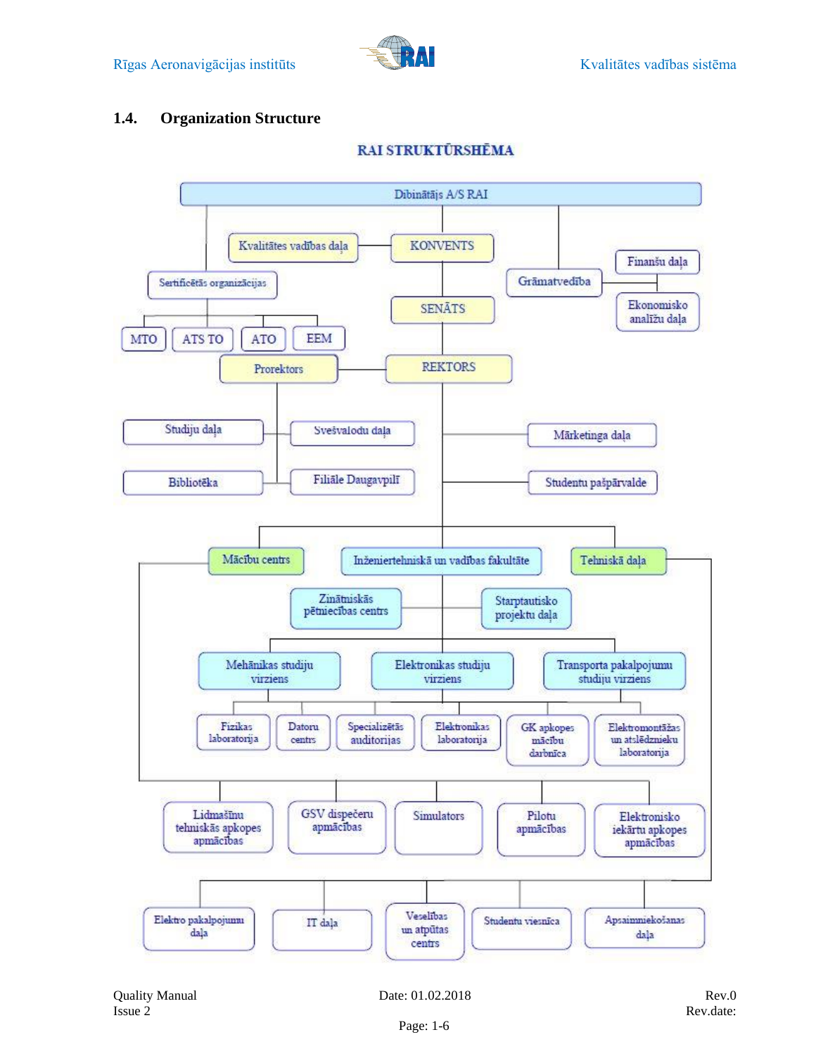## 1.4. Organization Structure

**RAI STRUKTŪRSHĒMA**

- Dibinātājs A/S RAI
  - Kvalitātes vadības daļa
  - KONVENTS
  - SENĀTS
  - REKTORS
  - Grāmatvedība
    - Finanšu daļa
    - Ekonomisko analīžu daļa
  - Sertificētās organizācijas
    - MTO
    - ATS TO
    - ATO
    - EEM
- Prorektors
  - Studiju daļa
  - Bibliotēka
  - Svešvalodu daļa
  - Filiāle Daugavpilī
- Mārketinga daļa
- Studentu pašpārvalde
- Mācību centrs
  - Lidmašīnu tehniskās apkopes apmācības
  - GSV dispečeru apmācības
  - Simulators
  - Pilotu apmācības
  - Elektronisko iekārtu apkopes apmācības
- Inženiertehniskā un vadības fakultāte
  - Zinātniskās pētniecības centrs
  - Starptautisko projektu daļa
  - Mehānikas studiju virziens
  - Elektronikas studiju virziens
  - Transporta pakalpojumu studiju virziens
    - Fizikas laboratorija
    - Datoru centrs
    - Specializētās auditorijas
    - Elektronikas laboratorija
    - GK apkopes mācību darbnīca
    - Elektromontāžas un atslēdznieku laboratorija
- Tehniskā daļa
  - Elektro pakalpojumu daļa
  - IT daļa
  - Veselības un atpūtas centrs
  - Studentu viesnīca
  - Apsaimniekošanas daļa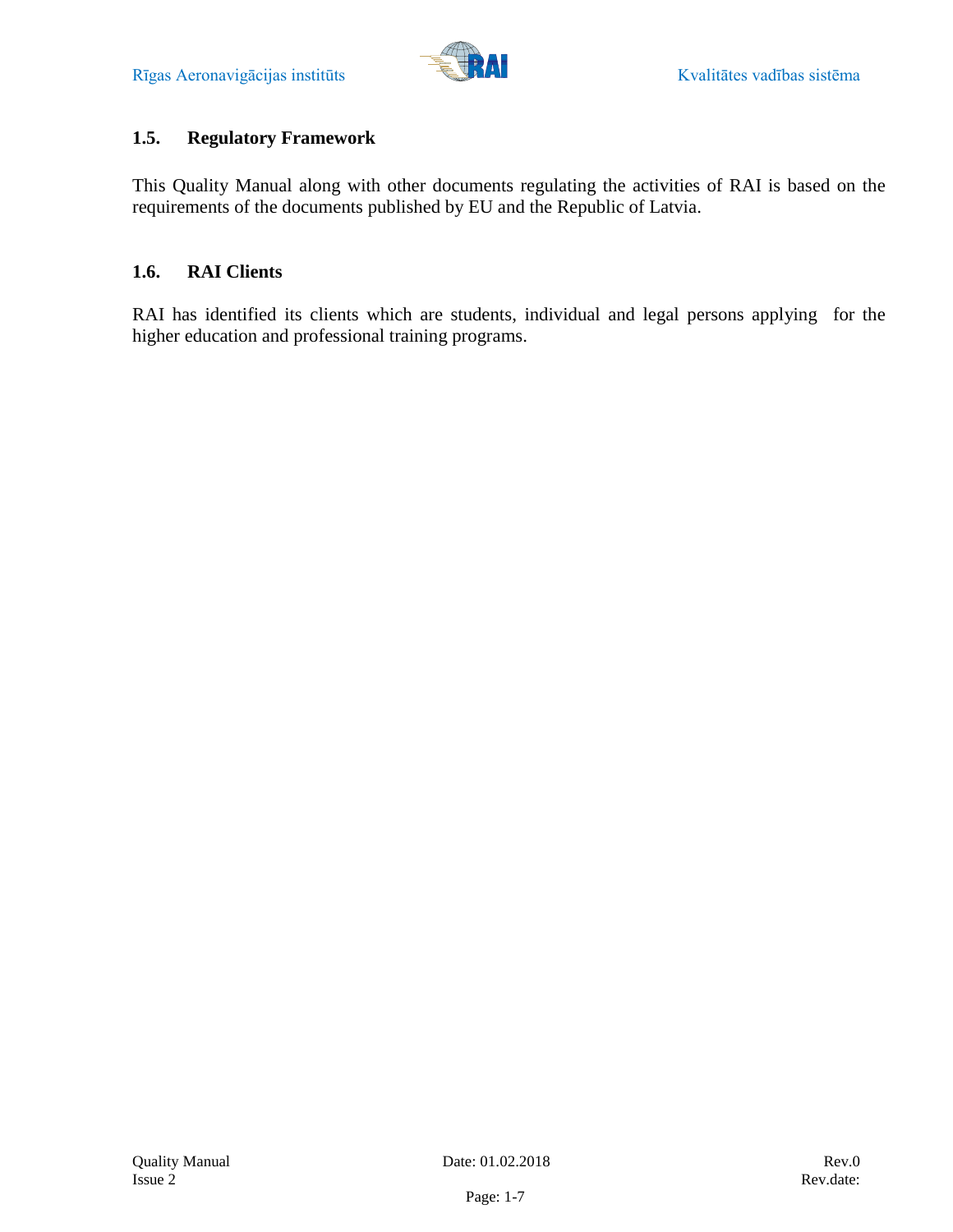## 1.5. Regulatory Framework

This Quality Manual along with other documents regulating the activities of RAI is based on the requirements of the documents published by EU and the Republic of Latvia.

## 1.6. RAI Clients

RAI has identified its clients which are students, individual and legal persons applying for the higher education and professional training programs.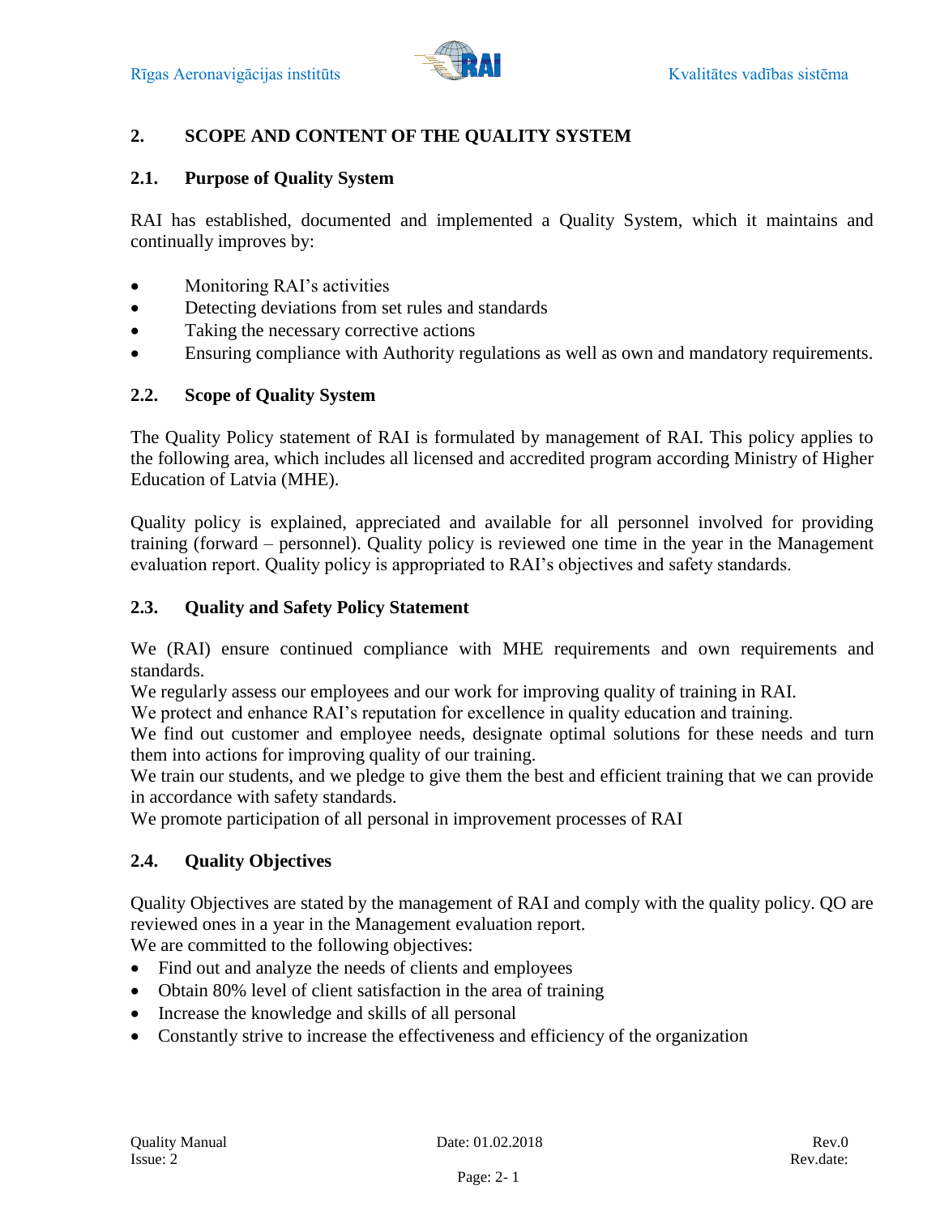## 2. SCOPE AND CONTENT OF THE QUALITY SYSTEM

### 2.1. Purpose of Quality System

RAI has established, documented and implemented a Quality System, which it maintains and continually improves by:

- Monitoring RAI's activities
- Detecting deviations from set rules and standards
- Taking the necessary corrective actions
- Ensuring compliance with Authority regulations as well as own and mandatory requirements.

### 2.2. Scope of Quality System

The Quality Policy statement of RAI is formulated by management of RAI. This policy applies to the following area, which includes all licensed and accredited program according Ministry of Higher Education of Latvia (MHE).

Quality policy is explained, appreciated and available for all personnel involved for providing training (forward – personnel). Quality policy is reviewed one time in the year in the Management evaluation report. Quality policy is appropriated to RAI's objectives and safety standards.

### 2.3. Quality and Safety Policy Statement

We (RAI) ensure continued compliance with MHE requirements and own requirements and standards.
We regularly assess our employees and our work for improving quality of training in RAI.
We protect and enhance RAI's reputation for excellence in quality education and training.
We find out customer and employee needs, designate optimal solutions for these needs and turn them into actions for improving quality of our training.
We train our students, and we pledge to give them the best and efficient training that we can provide in accordance with safety standards.
We promote participation of all personal in improvement processes of RAI

### 2.4. Quality Objectives

Quality Objectives are stated by the management of RAI and comply with the quality policy. QO are reviewed ones in a year in the Management evaluation report.
We are committed to the following objectives:

- Find out and analyze the needs of clients and employees
- Obtain 80% level of client satisfaction in the area of training
- Increase the knowledge and skills of all personal
- Constantly strive to increase the effectiveness and efficiency of the organization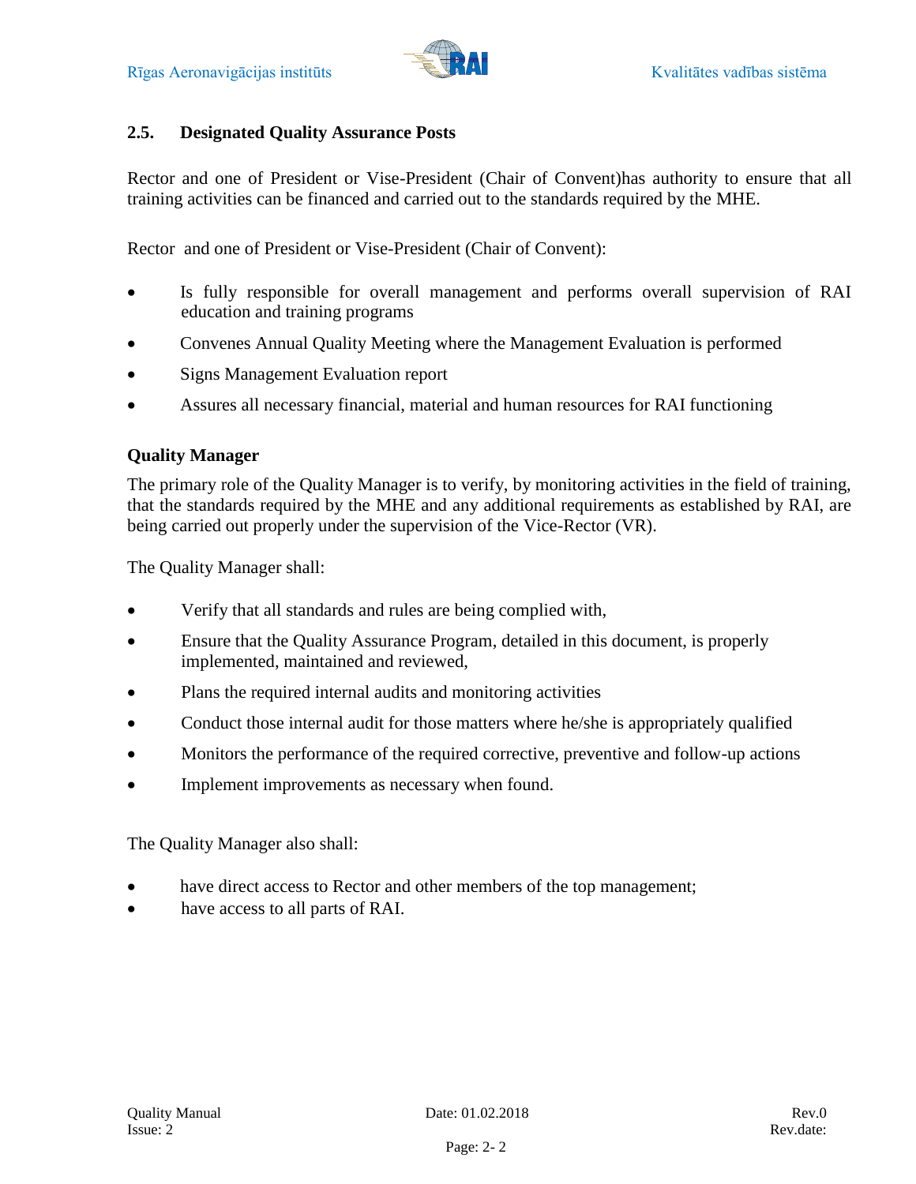## 2.5. Designated Quality Assurance Posts

Rector and one of President or Vise-President (Chair of Convent)has authority to ensure that all training activities can be financed and carried out to the standards required by the MHE.

Rector and one of President or Vise-President (Chair of Convent):

- Is fully responsible for overall management and performs overall supervision of RAI education and training programs
- Convenes Annual Quality Meeting where the Management Evaluation is performed
- Signs Management Evaluation report
- Assures all necessary financial, material and human resources for RAI functioning

**Quality Manager**

The primary role of the Quality Manager is to verify, by monitoring activities in the field of training, that the standards required by the MHE and any additional requirements as established by RAI, are being carried out properly under the supervision of the Vice-Rector (VR).

The Quality Manager shall:

- Verify that all standards and rules are being complied with,
- Ensure that the Quality Assurance Program, detailed in this document, is properly implemented, maintained and reviewed,
- Plans the required internal audits and monitoring activities
- Conduct those internal audit for those matters where he/she is appropriately qualified
- Monitors the performance of the required corrective, preventive and follow-up actions
- Implement improvements as necessary when found.

The Quality Manager also shall:

- have direct access to Rector and other members of the top management;
- have access to all parts of RAI.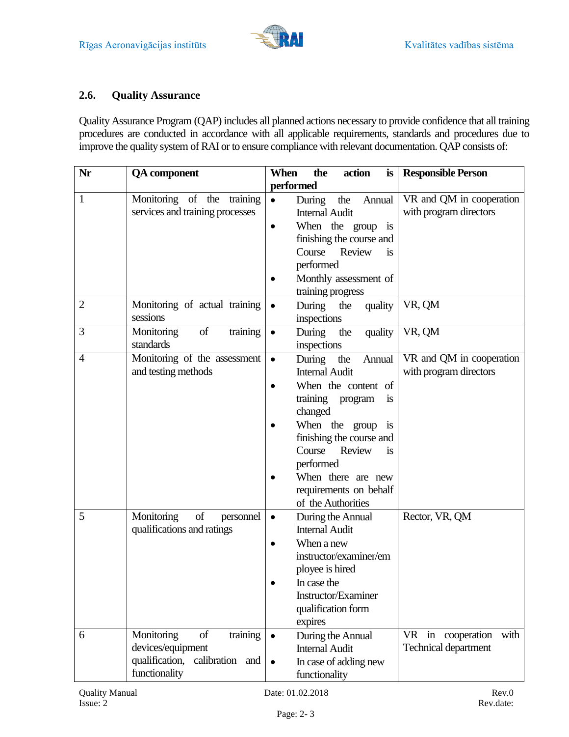## 2.6. Quality Assurance

Quality Assurance Program (QAP) includes all planned actions necessary to provide confidence that all training procedures are conducted in accordance with all applicable requirements, standards and procedures due to improve the quality system of RAI or to ensure compliance with relevant documentation. QAP consists of:

| Nr | QA component | When the action is performed | Responsible Person |
|---|---|---|---|
| 1 | Monitoring of the training services and training processes | • During the Annual Internal Audit<br>• When the group is finishing the course and Course Review is performed<br>• Monthly assessment of training progress | VR and QM in cooperation with program directors |
| 2 | Monitoring of actual training sessions | • During the quality inspections | VR, QM |
| 3 | Monitoring of training standards | • During the quality inspections | VR, QM |
| 4 | Monitoring of the assessment and testing methods | • During the Annual Internal Audit<br>• When the content of training program is changed<br>• When the group is finishing the course and Course Review is performed<br>• When there are new requirements on behalf of the Authorities | VR and QM in cooperation with program directors |
| 5 | Monitoring of personnel qualifications and ratings | • During the Annual Internal Audit<br>• When a new instructor/examiner/employee is hired<br>• In case the Instructor/Examiner qualification form expires | Rector, VR, QM |
| 6 | Monitoring of training devices/equipment qualification, calibration and functionality | • During the Annual Internal Audit<br>• In case of adding new functionality | VR in cooperation with Technical department |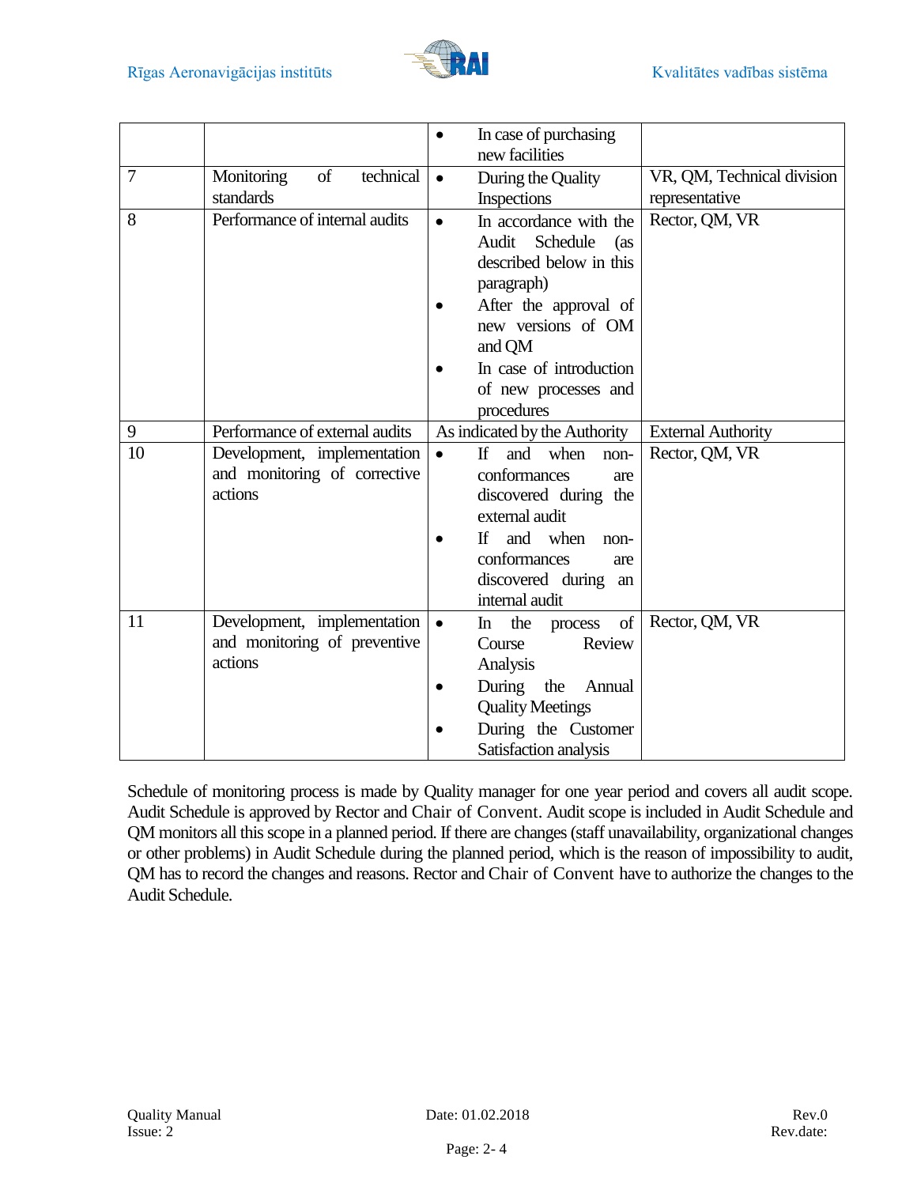| | | | |
|---|---|---|---|
| | | • In case of purchasing new facilities | |
| 7 | Monitoring of technical standards | • During the Quality Inspections | VR, QM, Technical division representative |
| 8 | Performance of internal audits | • In accordance with the Audit Schedule (as described below in this paragraph)<br>• After the approval of new versions of OM and QM<br>• In case of introduction of new processes and procedures | Rector, QM, VR |
| 9 | Performance of external audits | As indicated by the Authority | External Authority |
| 10 | Development, implementation and monitoring of corrective actions | • If and when non-conformances are discovered during the external audit<br>• If and when non-conformances are discovered during an internal audit | Rector, QM, VR |
| 11 | Development, implementation and monitoring of preventive actions | • In the process of Course Review Analysis<br>• During the Annual Quality Meetings<br>• During the Customer Satisfaction analysis | Rector, QM, VR |

Schedule of monitoring process is made by Quality manager for one year period and covers all audit scope. Audit Schedule is approved by Rector and Chair of Convent. Audit scope is included in Audit Schedule and QM monitors all this scope in a planned period. If there are changes (staff unavailability, organizational changes or other problems) in Audit Schedule during the planned period, which is the reason of impossibility to audit, QM has to record the changes and reasons. Rector and Chair of Convent have to authorize the changes to the Audit Schedule.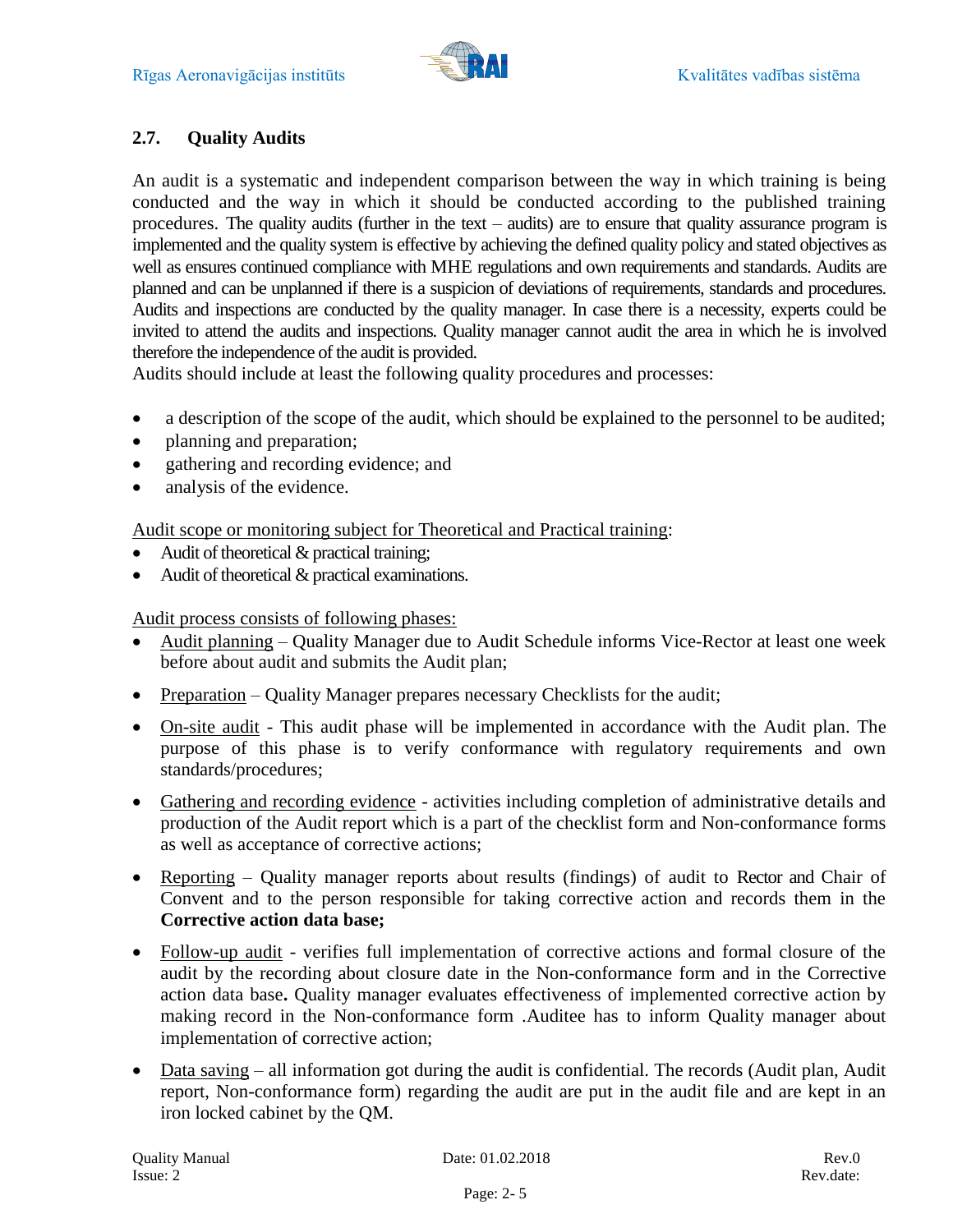## 2.7. Quality Audits

An audit is a systematic and independent comparison between the way in which training is being conducted and the way in which it should be conducted according to the published training procedures. The quality audits (further in the text – audits) are to ensure that quality assurance program is implemented and the quality system is effective by achieving the defined quality policy and stated objectives as well as ensures continued compliance with MHE regulations and own requirements and standards. Audits are planned and can be unplanned if there is a suspicion of deviations of requirements, standards and procedures. Audits and inspections are conducted by the quality manager. In case there is a necessity, experts could be invited to attend the audits and inspections. Quality manager cannot audit the area in which he is involved therefore the independence of the audit is provided.

Audits should include at least the following quality procedures and processes:

- a description of the scope of the audit, which should be explained to the personnel to be audited;
- planning and preparation;
- gathering and recording evidence; and
- analysis of the evidence.

<u>Audit scope or monitoring subject for Theoretical and Practical training</u>:

- Audit of theoretical & practical training;
- Audit of theoretical & practical examinations.

<u>Audit process consists of following phases:</u>

- <u>Audit planning</u> – Quality Manager due to Audit Schedule informs Vice-Rector at least one week before about audit and submits the Audit plan;
- <u>Preparation</u> – Quality Manager prepares necessary Checklists for the audit;
- <u>On-site audit</u> - This audit phase will be implemented in accordance with the Audit plan. The purpose of this phase is to verify conformance with regulatory requirements and own standards/procedures;
- <u>Gathering and recording evidence</u> - activities including completion of administrative details and production of the Audit report which is a part of the checklist form and Non-conformance forms as well as acceptance of corrective actions;
- <u>Reporting</u> – Quality manager reports about results (findings) of audit to Rector and Chair of Convent and to the person responsible for taking corrective action and records them in the **Corrective action data base;**
- <u>Follow-up audit</u> - verifies full implementation of corrective actions and formal closure of the audit by the recording about closure date in the Non-conformance form and in the Corrective action data base**.** Quality manager evaluates effectiveness of implemented corrective action by making record in the Non-conformance form .Auditee has to inform Quality manager about implementation of corrective action;
- <u>Data saving</u> – all information got during the audit is confidential. The records (Audit plan, Audit report, Non-conformance form) regarding the audit are put in the audit file and are kept in an iron locked cabinet by the QM.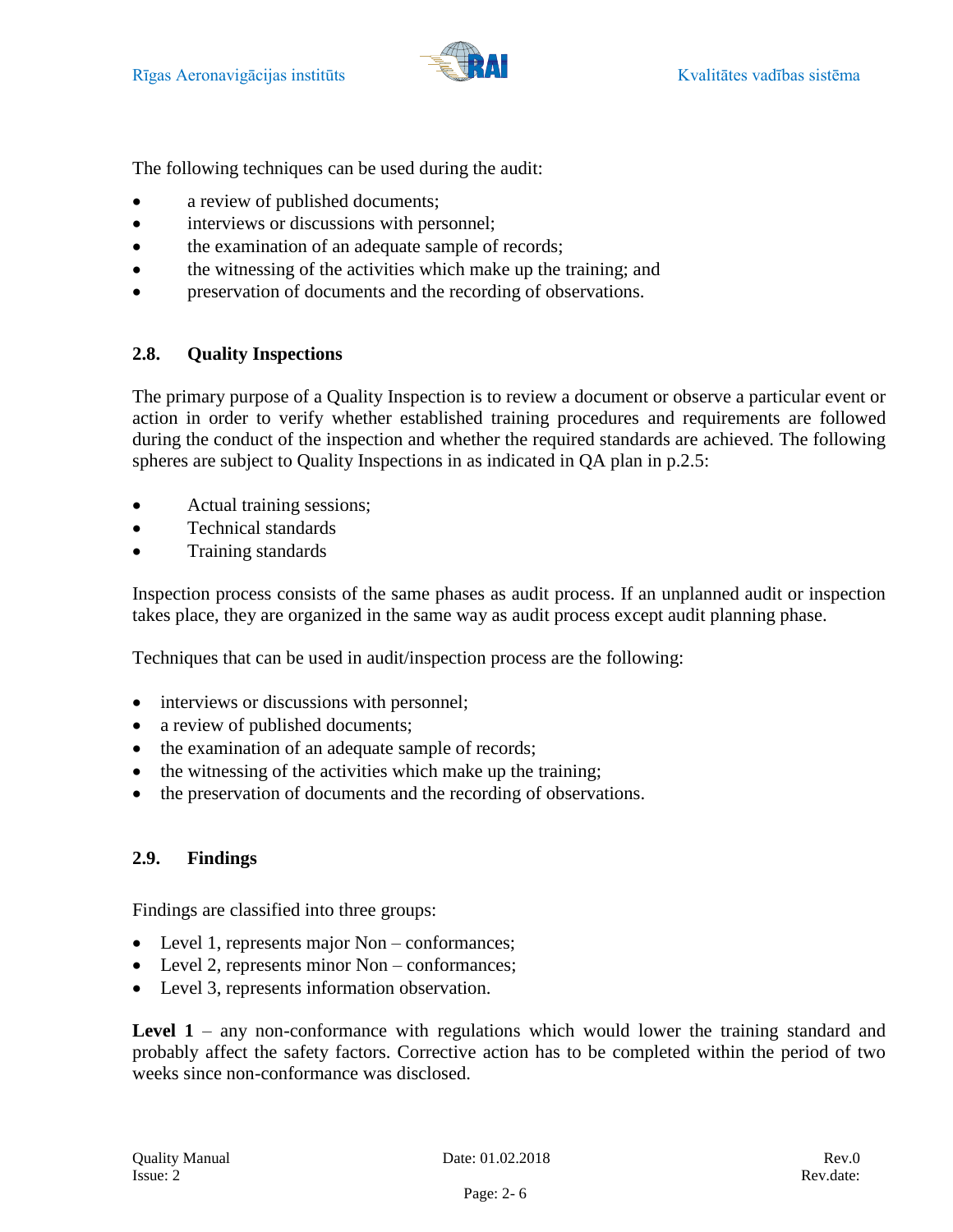The following techniques can be used during the audit:

- a review of published documents;
- interviews or discussions with personnel;
- the examination of an adequate sample of records;
- the witnessing of the activities which make up the training; and
- preservation of documents and the recording of observations.

## 2.8. Quality Inspections

The primary purpose of a Quality Inspection is to review a document or observe a particular event or action in order to verify whether established training procedures and requirements are followed during the conduct of the inspection and whether the required standards are achieved. The following spheres are subject to Quality Inspections in as indicated in QA plan in p.2.5:

- Actual training sessions;
- Technical standards
- Training standards

Inspection process consists of the same phases as audit process. If an unplanned audit or inspection takes place, they are organized in the same way as audit process except audit planning phase.

Techniques that can be used in audit/inspection process are the following:

- interviews or discussions with personnel;
- a review of published documents;
- the examination of an adequate sample of records;
- the witnessing of the activities which make up the training;
- the preservation of documents and the recording of observations.

## 2.9. Findings

Findings are classified into three groups:

- Level 1, represents major Non – conformances;
- Level 2, represents minor Non – conformances;
- Level 3, represents information observation.

**Level 1** – any non-conformance with regulations which would lower the training standard and probably affect the safety factors. Corrective action has to be completed within the period of two weeks since non-conformance was disclosed.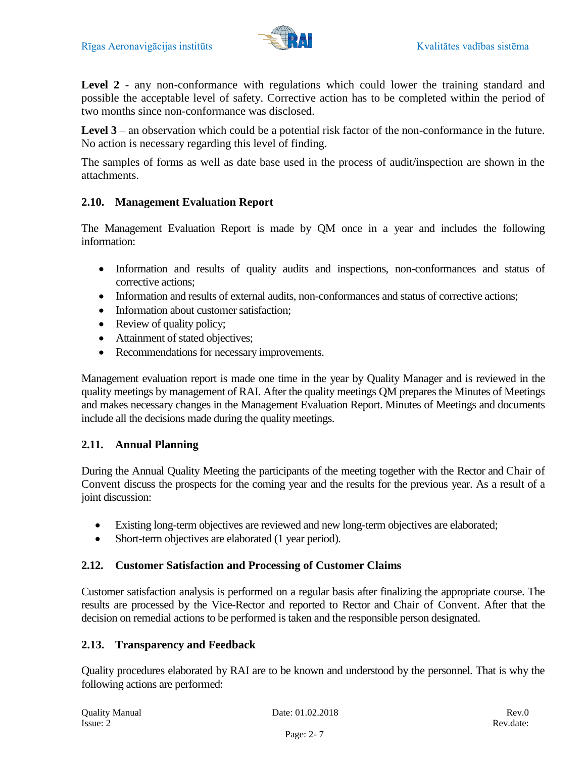**Level 2** - any non-conformance with regulations which could lower the training standard and possible the acceptable level of safety. Corrective action has to be completed within the period of two months since non-conformance was disclosed.

**Level 3** – an observation which could be a potential risk factor of the non-conformance in the future. No action is necessary regarding this level of finding.

The samples of forms as well as date base used in the process of audit/inspection are shown in the attachments.

### 2.10. Management Evaluation Report

The Management Evaluation Report is made by QM once in a year and includes the following information:

- Information and results of quality audits and inspections, non-conformances and status of corrective actions;
- Information and results of external audits, non-conformances and status of corrective actions;
- Information about customer satisfaction;
- Review of quality policy;
- Attainment of stated objectives;
- Recommendations for necessary improvements.

Management evaluation report is made one time in the year by Quality Manager and is reviewed in the quality meetings by management of RAI. After the quality meetings QM prepares the Minutes of Meetings and makes necessary changes in the Management Evaluation Report. Minutes of Meetings and documents include all the decisions made during the quality meetings.

### 2.11. Annual Planning

During the Annual Quality Meeting the participants of the meeting together with the Rector and Chair of Convent discuss the prospects for the coming year and the results for the previous year. As a result of a joint discussion:

- Existing long-term objectives are reviewed and new long-term objectives are elaborated;
- Short-term objectives are elaborated (1 year period).

### 2.12. Customer Satisfaction and Processing of Customer Claims

Customer satisfaction analysis is performed on a regular basis after finalizing the appropriate course. The results are processed by the Vice-Rector and reported to Rector and Chair of Convent. After that the decision on remedial actions to be performed is taken and the responsible person designated.

### 2.13. Transparency and Feedback

Quality procedures elaborated by RAI are to be known and understood by the personnel. That is why the following actions are performed: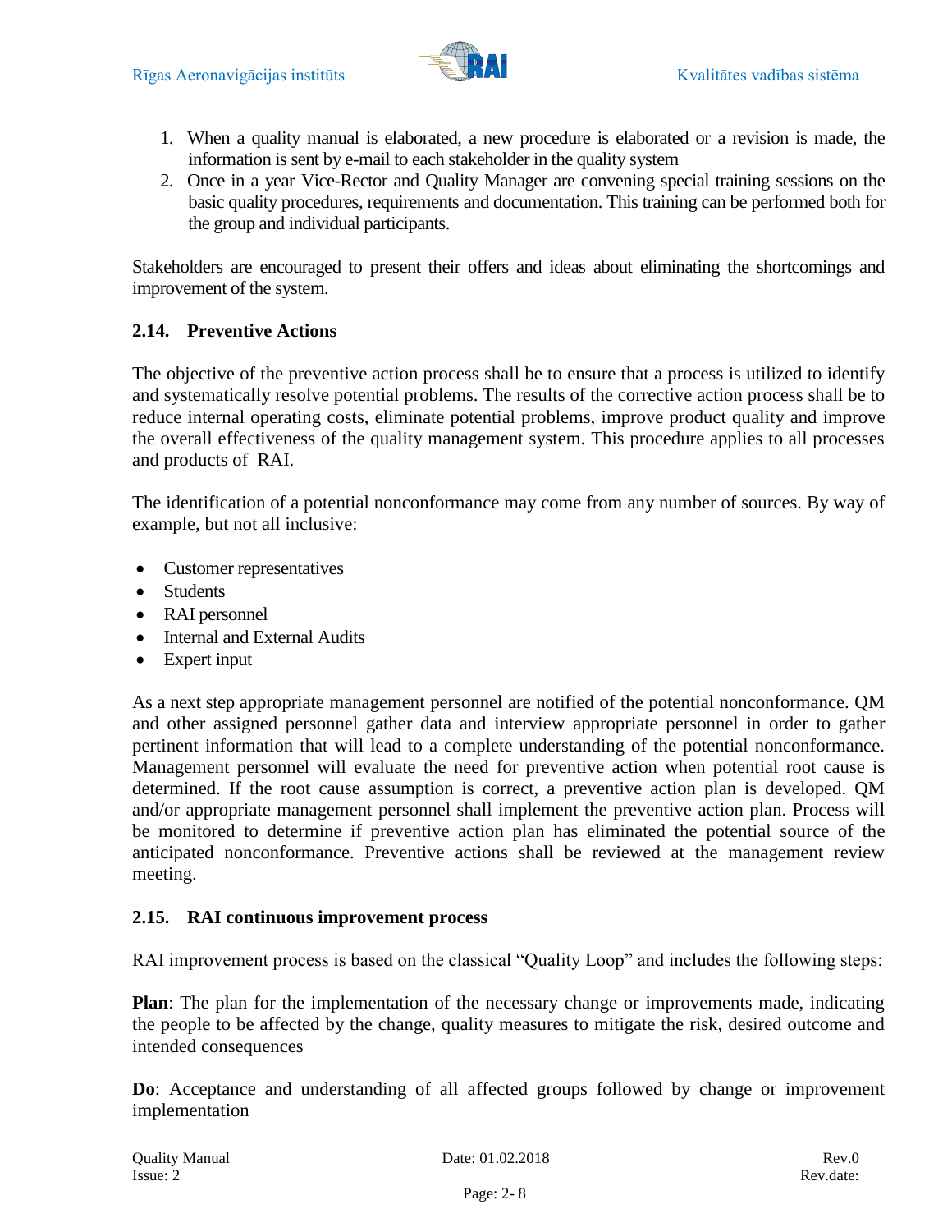1. When a quality manual is elaborated, a new procedure is elaborated or a revision is made, the information is sent by e-mail to each stakeholder in the quality system
2. Once in a year Vice-Rector and Quality Manager are convening special training sessions on the basic quality procedures, requirements and documentation. This training can be performed both for the group and individual participants.

Stakeholders are encouraged to present their offers and ideas about eliminating the shortcomings and improvement of the system.

### 2.14. Preventive Actions

The objective of the preventive action process shall be to ensure that a process is utilized to identify and systematically resolve potential problems. The results of the corrective action process shall be to reduce internal operating costs, eliminate potential problems, improve product quality and improve the overall effectiveness of the quality management system. This procedure applies to all processes and products of RAI.

The identification of a potential nonconformance may come from any number of sources. By way of example, but not all inclusive:

- Customer representatives
- Students
- RAI personnel
- Internal and External Audits
- Expert input

As a next step appropriate management personnel are notified of the potential nonconformance. QM and other assigned personnel gather data and interview appropriate personnel in order to gather pertinent information that will lead to a complete understanding of the potential nonconformance. Management personnel will evaluate the need for preventive action when potential root cause is determined. If the root cause assumption is correct, a preventive action plan is developed. QM and/or appropriate management personnel shall implement the preventive action plan. Process will be monitored to determine if preventive action plan has eliminated the potential source of the anticipated nonconformance. Preventive actions shall be reviewed at the management review meeting.

### 2.15. RAI continuous improvement process

RAI improvement process is based on the classical "Quality Loop" and includes the following steps:

**Plan**: The plan for the implementation of the necessary change or improvements made, indicating the people to be affected by the change, quality measures to mitigate the risk, desired outcome and intended consequences

**Do**: Acceptance and understanding of all affected groups followed by change or improvement implementation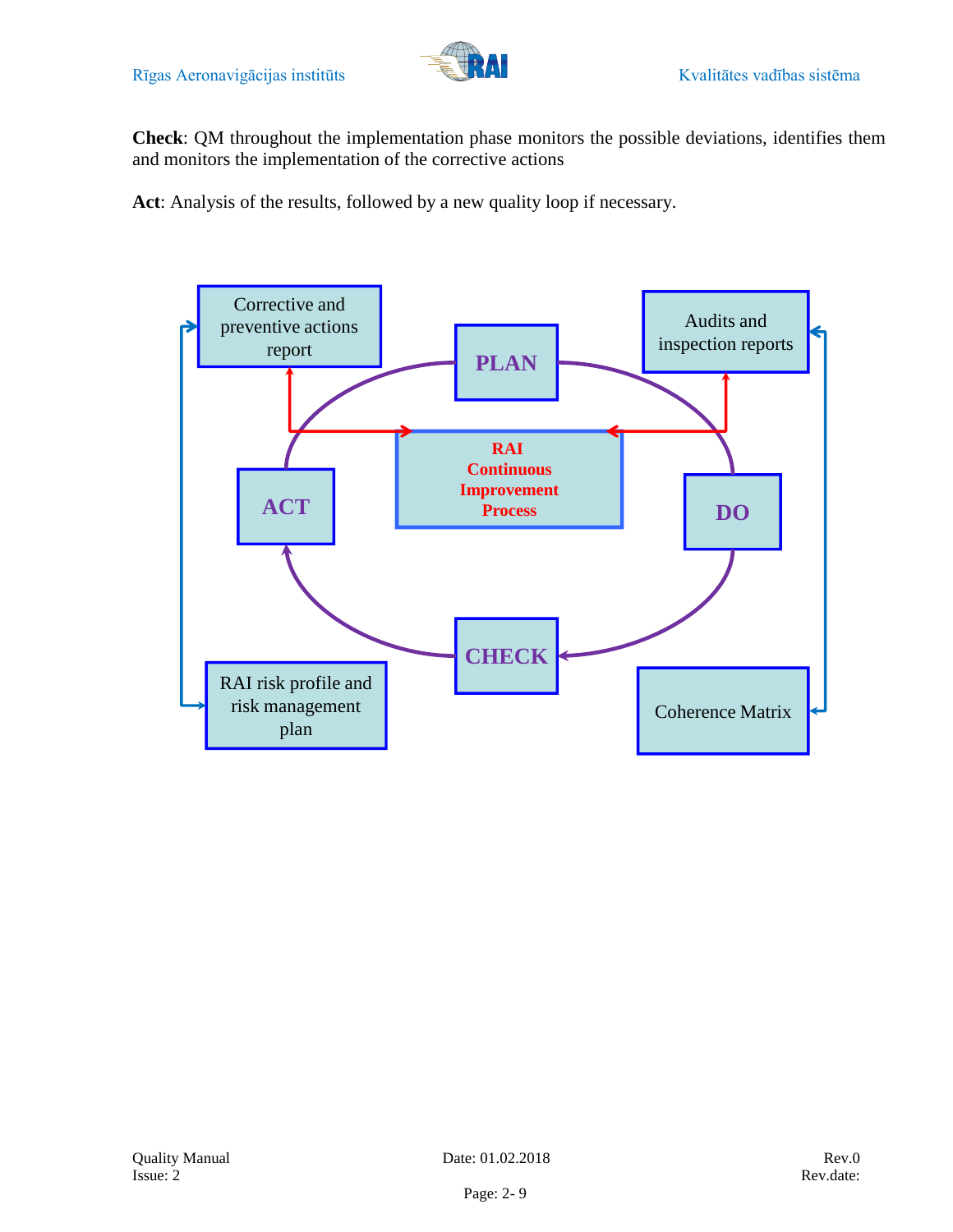**Check**: QM throughout the implementation phase monitors the possible deviations, identifies them and monitors the implementation of the corrective actions

**Act**: Analysis of the results, followed by a new quality loop if necessary.

Corrective and preventive actions report

PLAN

Audits and inspection reports

RAI Continuous Improvement Process

ACT

DO

CHECK

RAI risk profile and risk management plan

Coherence Matrix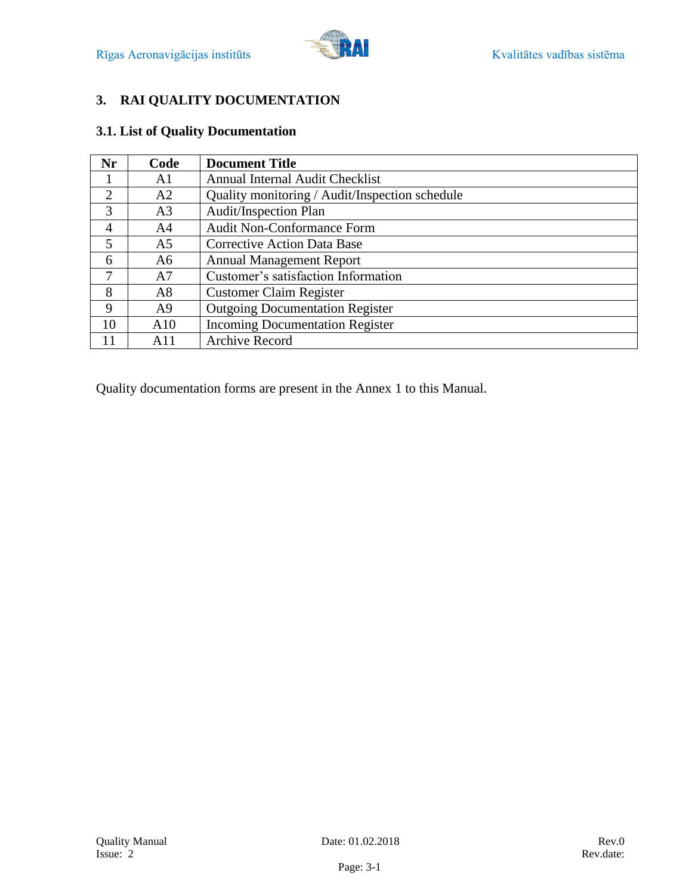## 3. RAI QUALITY DOCUMENTATION

### 3.1. List of Quality Documentation

| Nr | Code | Document Title |
|---|---|---|
| 1 | A1 | Annual Internal Audit Checklist |
| 2 | A2 | Quality monitoring / Audit/Inspection schedule |
| 3 | A3 | Audit/Inspection Plan |
| 4 | A4 | Audit Non-Conformance Form |
| 5 | A5 | Corrective Action Data Base |
| 6 | A6 | Annual Management Report |
| 7 | A7 | Customer’s satisfaction Information |
| 8 | A8 | Customer Claim Register |
| 9 | A9 | Outgoing Documentation Register |
| 10 | A10 | Incoming Documentation Register |
| 11 | A11 | Archive Record |

Quality documentation forms are present in the Annex 1 to this Manual.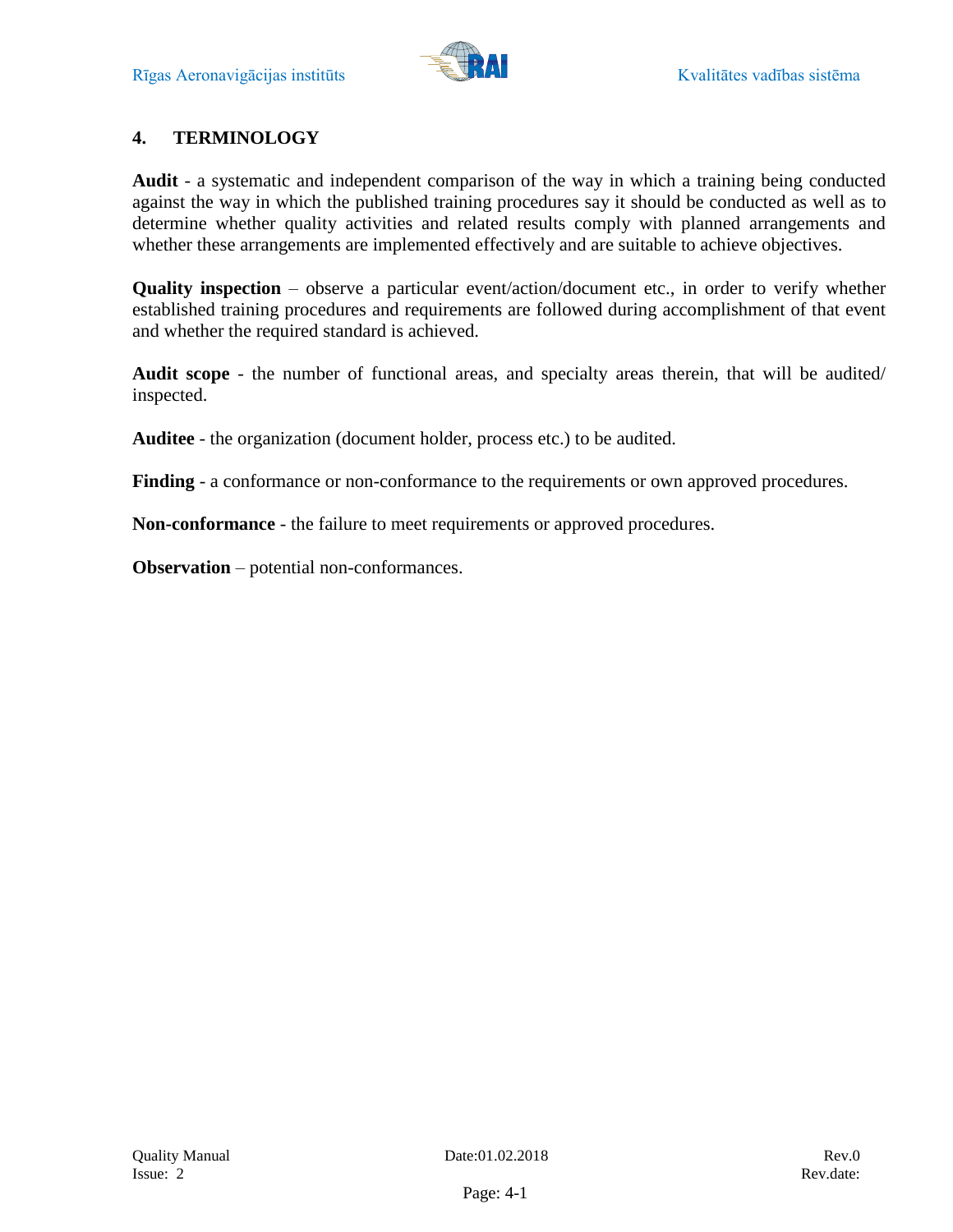## 4. TERMINOLOGY

**Audit** - a systematic and independent comparison of the way in which a training being conducted against the way in which the published training procedures say it should be conducted as well as to determine whether quality activities and related results comply with planned arrangements and whether these arrangements are implemented effectively and are suitable to achieve objectives.

**Quality inspection** – observe a particular event/action/document etc., in order to verify whether established training procedures and requirements are followed during accomplishment of that event and whether the required standard is achieved.

**Audit scope** - the number of functional areas, and specialty areas therein, that will be audited/ inspected.

**Auditee** - the organization (document holder, process etc.) to be audited.

**Finding** - a conformance or non-conformance to the requirements or own approved procedures.

**Non-conformance** - the failure to meet requirements or approved procedures.

**Observation** – potential non-conformances.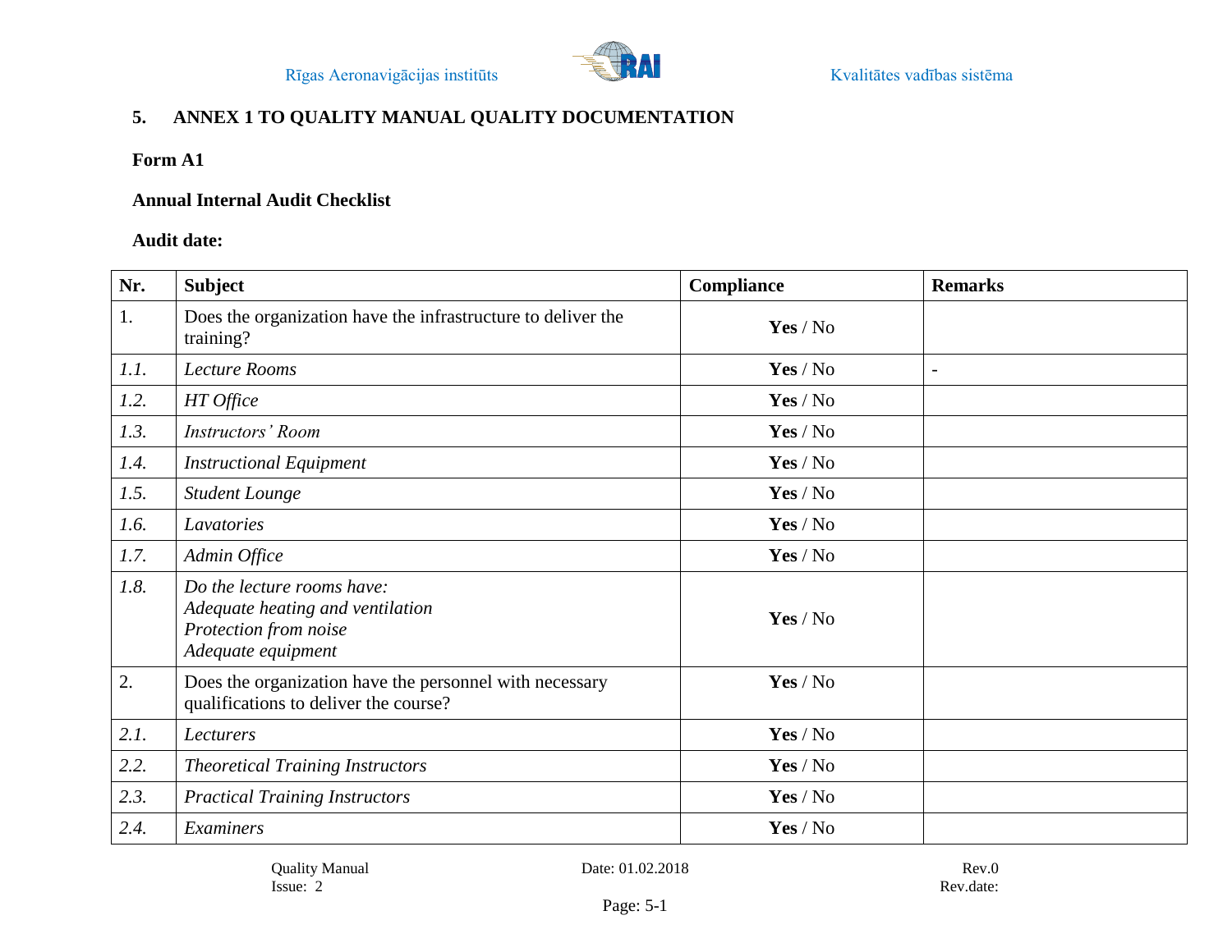## 5. ANNEX 1 TO QUALITY MANUAL QUALITY DOCUMENTATION

**Form A1**

**Annual Internal Audit Checklist**

**Audit date:**

| Nr. | Subject | Compliance | Remarks |
|---|---|---|---|
| 1. | Does the organization have the infrastructure to deliver the training? | **Yes** / No | |
| *1.1.* | *Lecture Rooms* | **Yes** / No | - |
| *1.2.* | *HT Office* | **Yes** / No | |
| *1.3.* | *Instructors' Room* | **Yes** / No | |
| *1.4.* | *Instructional Equipment* | **Yes** / No | |
| *1.5.* | *Student Lounge* | **Yes** / No | |
| *1.6.* | *Lavatories* | **Yes** / No | |
| *1.7.* | *Admin Office* | **Yes** / No | |
| *1.8.* | *Do the lecture rooms have:*<br>*Adequate heating and ventilation*<br>*Protection from noise*<br>*Adequate equipment* | **Yes** / No | |
| 2. | Does the organization have the personnel with necessary qualifications to deliver the course? | **Yes** / No | |
| *2.1.* | *Lecturers* | **Yes** / No | |
| *2.2.* | *Theoretical Training Instructors* | **Yes** / No | |
| *2.3.* | *Practical Training Instructors* | **Yes** / No | |
| *2.4.* | *Examiners* | **Yes** / No | |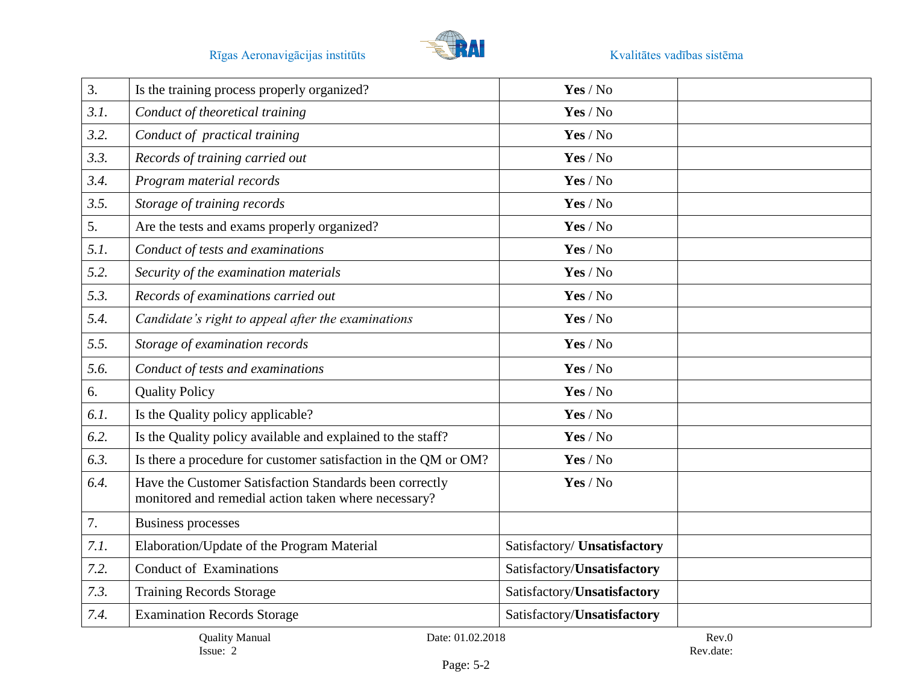| 3. | Is the training process properly organized? | **Yes** / No | |
|---|---|---|---|
| *3.1.* | *Conduct of theoretical training* | **Yes** / No | |
| *3.2.* | *Conduct of  practical training* | **Yes** / No | |
| *3.3.* | *Records of training carried out* | **Yes** / No | |
| *3.4.* | *Program material records* | **Yes** / No | |
| *3.5.* | *Storage of training records* | **Yes** / No | |
| 5. | Are the tests and exams properly organized? | **Yes** / No | |
| *5.1.* | *Conduct of tests and examinations* | **Yes** / No | |
| *5.2.* | *Security of the examination materials* | **Yes** / No | |
| *5.3.* | *Records of examinations carried out* | **Yes** / No | |
| *5.4.* | *Candidate's right to appeal after the examinations* | **Yes** / No | |
| *5.5.* | *Storage of examination records* | **Yes** / No | |
| *5.6.* | *Conduct of tests and examinations* | **Yes** / No | |
| 6. | Quality Policy | **Yes** / No | |
| *6.1.* | Is the Quality policy applicable? | **Yes** / No | |
| *6.2.* | Is the Quality policy available and explained to the staff? | **Yes** / No | |
| *6.3.* | Is there a procedure for customer satisfaction in the QM or OM? | **Yes** / No | |
| *6.4.* | Have the Customer Satisfaction Standards been correctly monitored and remedial action taken where necessary? | **Yes** / No | |
| 7. | Business processes | | |
| *7.1.* | Elaboration/Update of the Program Material | Satisfactory/ **Unsatisfactory** | |
| *7.2.* | Conduct of  Examinations | Satisfactory/**Unsatisfactory** | |
| *7.3.* | Training Records Storage | Satisfactory/**Unsatisfactory** | |
| *7.4.* | Examination Records Storage | Satisfactory/**Unsatisfactory** | |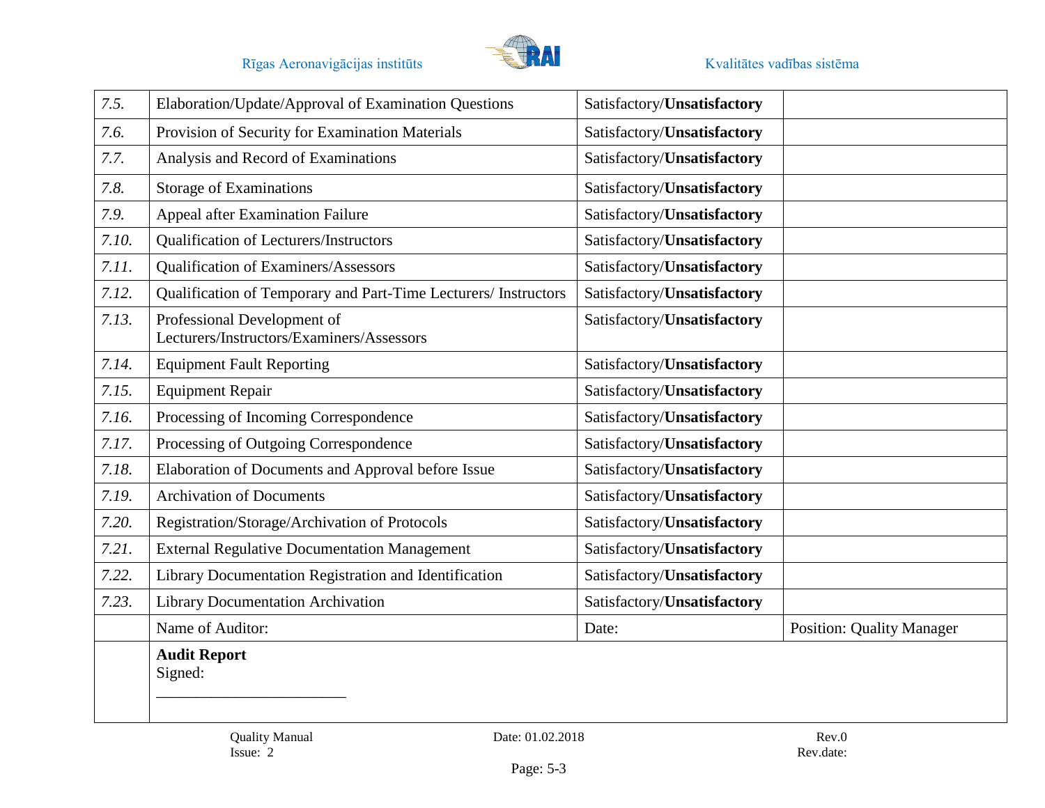| | | | |
|---|---|---|---|
| *7.5.* | Elaboration/Update/Approval of Examination Questions | Satisfactory/**Unsatisfactory** | |
| *7.6.* | Provision of Security for Examination Materials | Satisfactory/**Unsatisfactory** | |
| *7.7.* | Analysis and Record of Examinations | Satisfactory/**Unsatisfactory** | |
| *7.8.* | Storage of Examinations | Satisfactory/**Unsatisfactory** | |
| *7.9.* | Appeal after Examination Failure | Satisfactory/**Unsatisfactory** | |
| *7.10.* | Qualification of Lecturers/Instructors | Satisfactory/**Unsatisfactory** | |
| *7.11.* | Qualification of Examiners/Assessors | Satisfactory/**Unsatisfactory** | |
| *7.12.* | Qualification of Temporary and Part-Time Lecturers/ Instructors | Satisfactory/**Unsatisfactory** | |
| *7.13.* | Professional Development of Lecturers/Instructors/Examiners/Assessors | Satisfactory/**Unsatisfactory** | |
| *7.14.* | Equipment Fault Reporting | Satisfactory/**Unsatisfactory** | |
| *7.15.* | Equipment Repair | Satisfactory/**Unsatisfactory** | |
| *7.16.* | Processing of Incoming Correspondence | Satisfactory/**Unsatisfactory** | |
| *7.17.* | Processing of Outgoing Correspondence | Satisfactory/**Unsatisfactory** | |
| *7.18.* | Elaboration of Documents and Approval before Issue | Satisfactory/**Unsatisfactory** | |
| *7.19.* | Archivation of Documents | Satisfactory/**Unsatisfactory** | |
| *7.20.* | Registration/Storage/Archivation of Protocols | Satisfactory/**Unsatisfactory** | |
| *7.21.* | External Regulative Documentation Management | Satisfactory/**Unsatisfactory** | |
| *7.22.* | Library Documentation Registration and Identification | Satisfactory/**Unsatisfactory** | |
| *7.23.* | Library Documentation Archivation | Satisfactory/**Unsatisfactory** | |
| | Name of Auditor: | Date: | Position: Quality Manager |
| | **Audit Report**<br>Signed:<br>________________________ | | |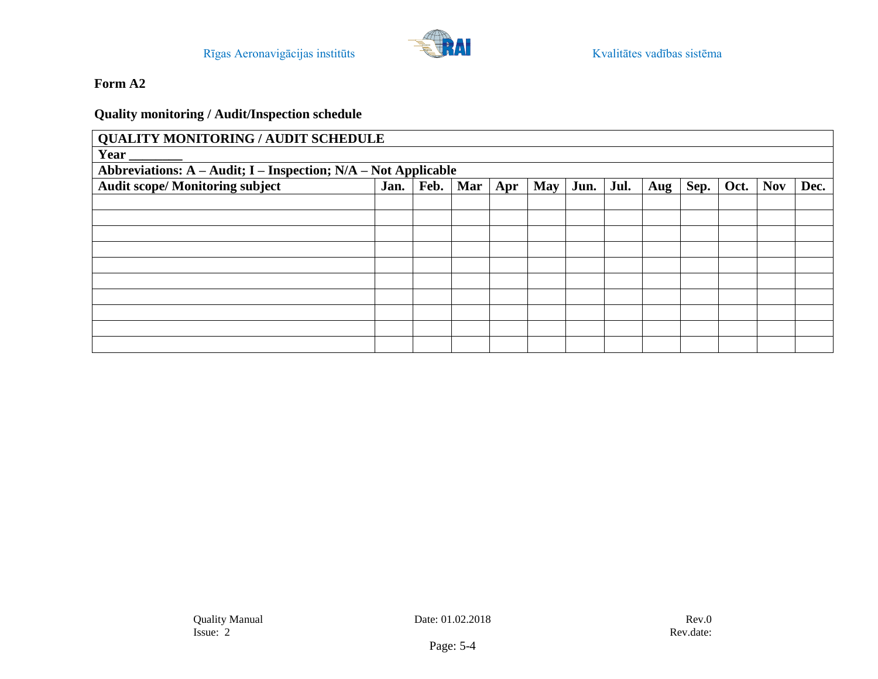**Form A2**

**Quality monitoring / Audit/Inspection schedule**

| **QUALITY MONITORING / AUDIT SCHEDULE** | | | | | | | | | | | | |
|---|---|---|---|---|---|---|---|---|---|---|---|---|
| **Year ________** | | | | | | | | | | | | |
| **Abbreviations: A – Audit; I – Inspection; N/A – Not Applicable** | | | | | | | | | | | | |
| **Audit scope/ Monitoring subject** | **Jan.** | **Feb.** | **Mar** | **Apr** | **May** | **Jun.** | **Jul.** | **Aug** | **Sep.** | **Oct.** | **Nov** | **Dec.** |
| | | | | | | | | | | | | |
| | | | | | | | | | | | | |
| | | | | | | | | | | | | |
| | | | | | | | | | | | | |
| | | | | | | | | | | | | |
| | | | | | | | | | | | | |
| | | | | | | | | | | | | |
| | | | | | | | | | | | | |
| | | | | | | | | | | | | |
| | | | | | | | | | | | | |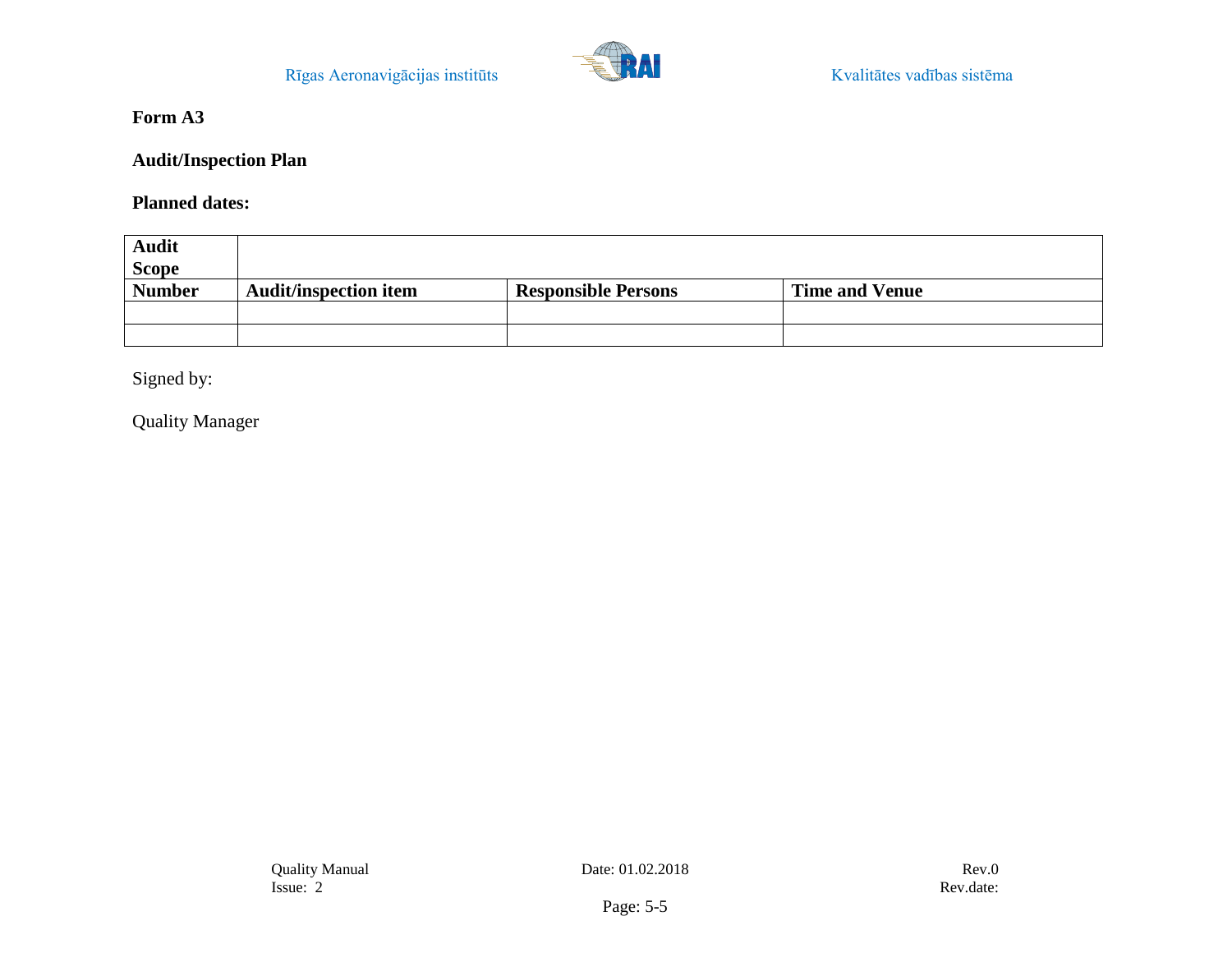**Form A3**

**Audit/Inspection Plan**

**Planned dates:**

| **Audit Scope** | | | |
|---|---|---|---|
| **Number** | **Audit/inspection item** | **Responsible Persons** | **Time and Venue** |
| | | | |
| | | | |

Signed by:

Quality Manager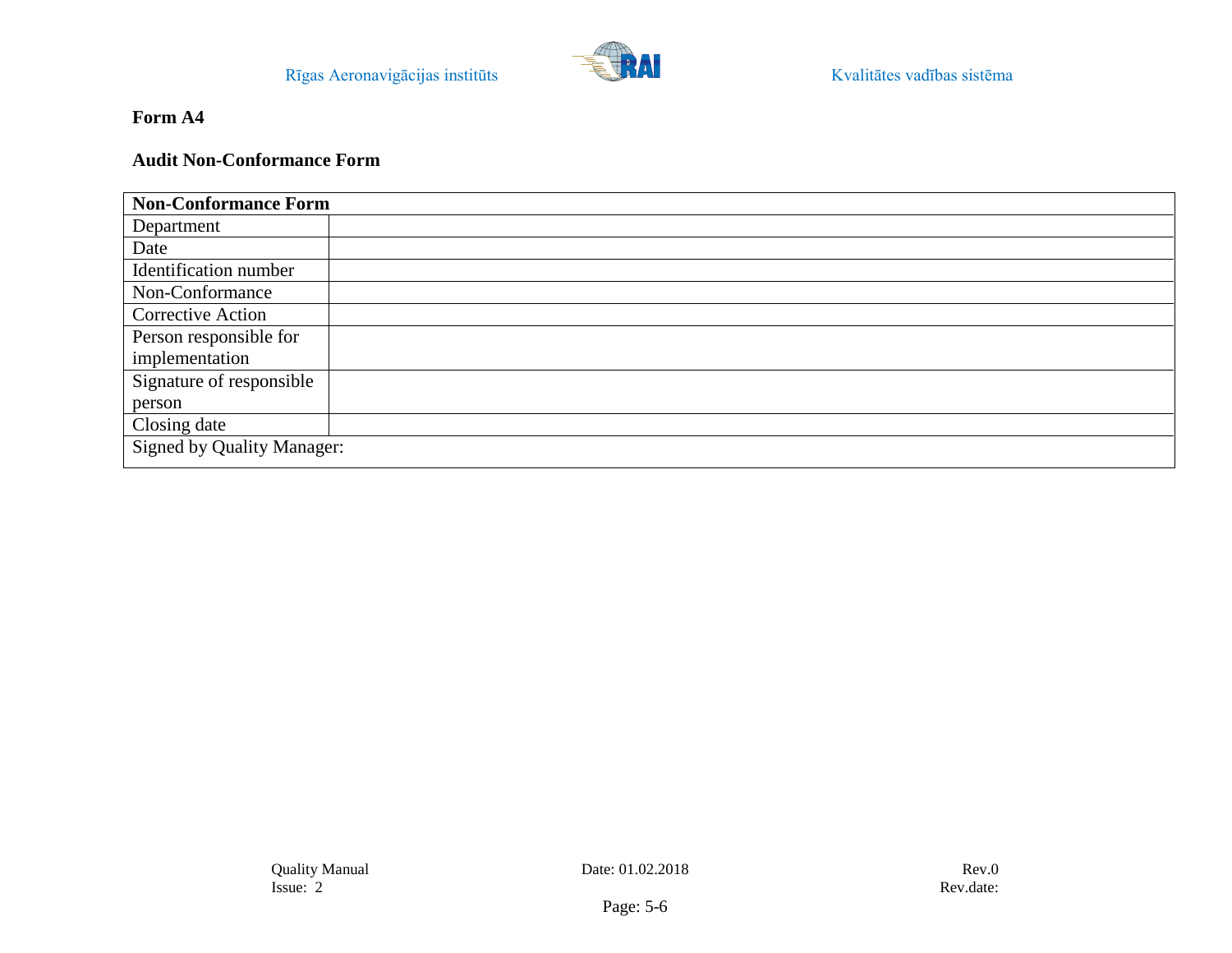**Form A4**

**Audit Non-Conformance Form**

| **Non-Conformance Form** | |
|---|---|
| Department | |
| Date | |
| Identification number | |
| Non-Conformance | |
| Corrective Action | |
| Person responsible for implementation | |
| Signature of responsible person | |
| Closing date | |
| Signed by Quality Manager: | |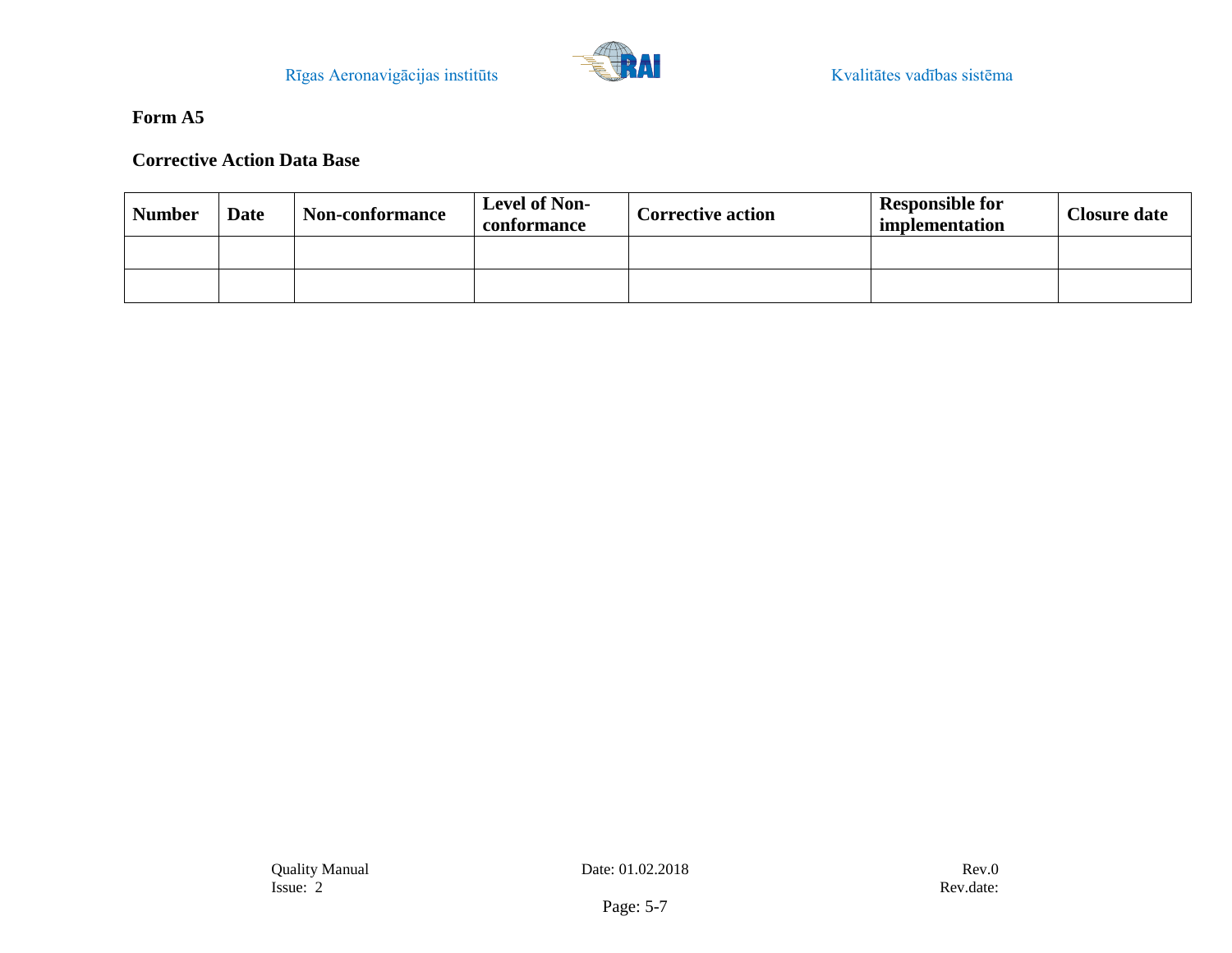**Form A5**

**Corrective Action Data Base**

| Number | Date | Non-conformance | Level of Non-conformance | Corrective action | Responsible for implementation | Closure date |
|---|---|---|---|---|---|---|
| | | | | | | |
| | | | | | | |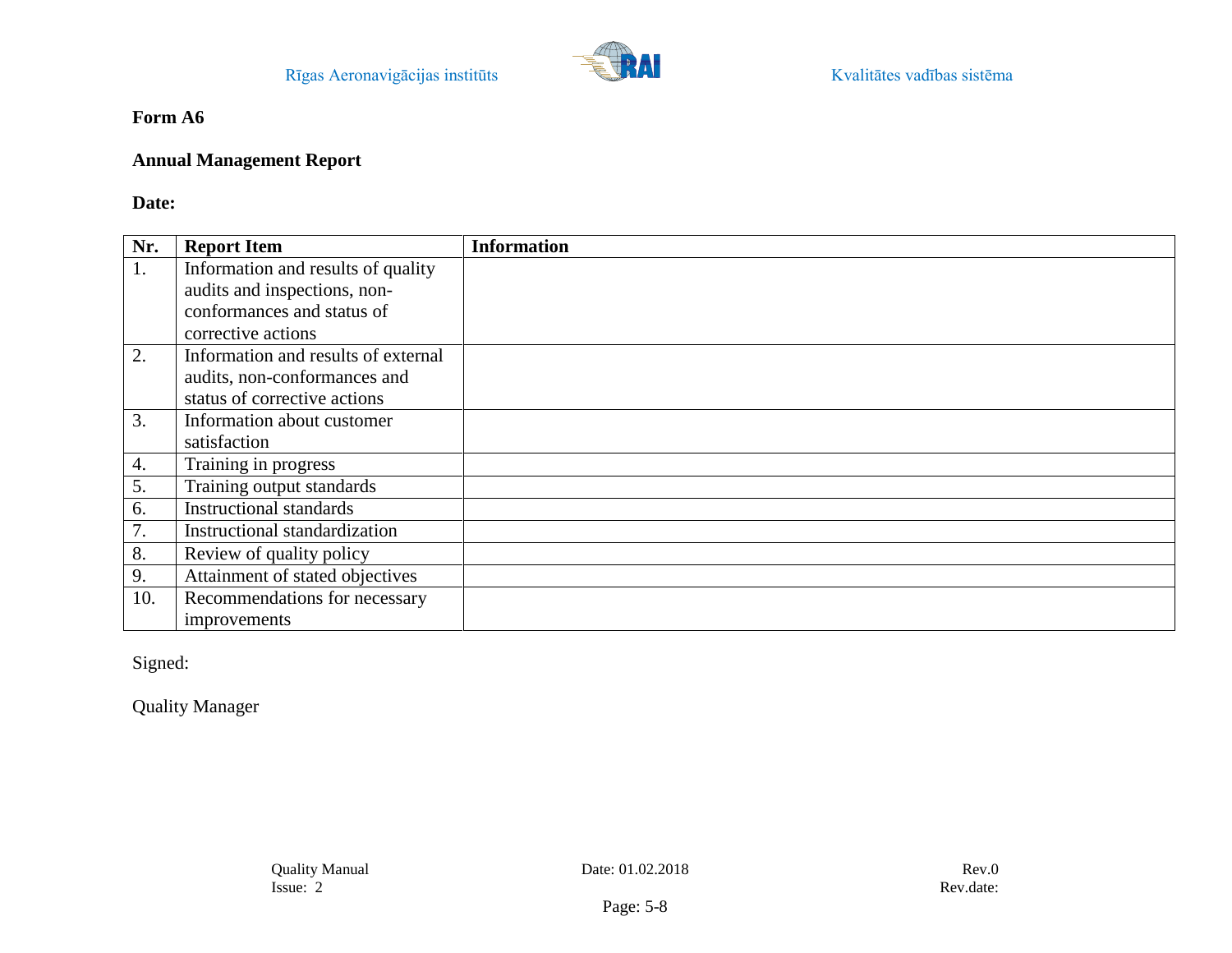**Form A6**

**Annual Management Report**

**Date:**

| Nr. | Report Item | Information |
|---|---|---|
| 1. | Information and results of quality audits and inspections, non-conformances and status of corrective actions | |
| 2. | Information and results of external audits, non-conformances and status of corrective actions | |
| 3. | Information about customer satisfaction | |
| 4. | Training in progress | |
| 5. | Training output standards | |
| 6. | Instructional standards | |
| 7. | Instructional standardization | |
| 8. | Review of quality policy | |
| 9. | Attainment of stated objectives | |
| 10. | Recommendations for necessary improvements | |

Signed:

Quality Manager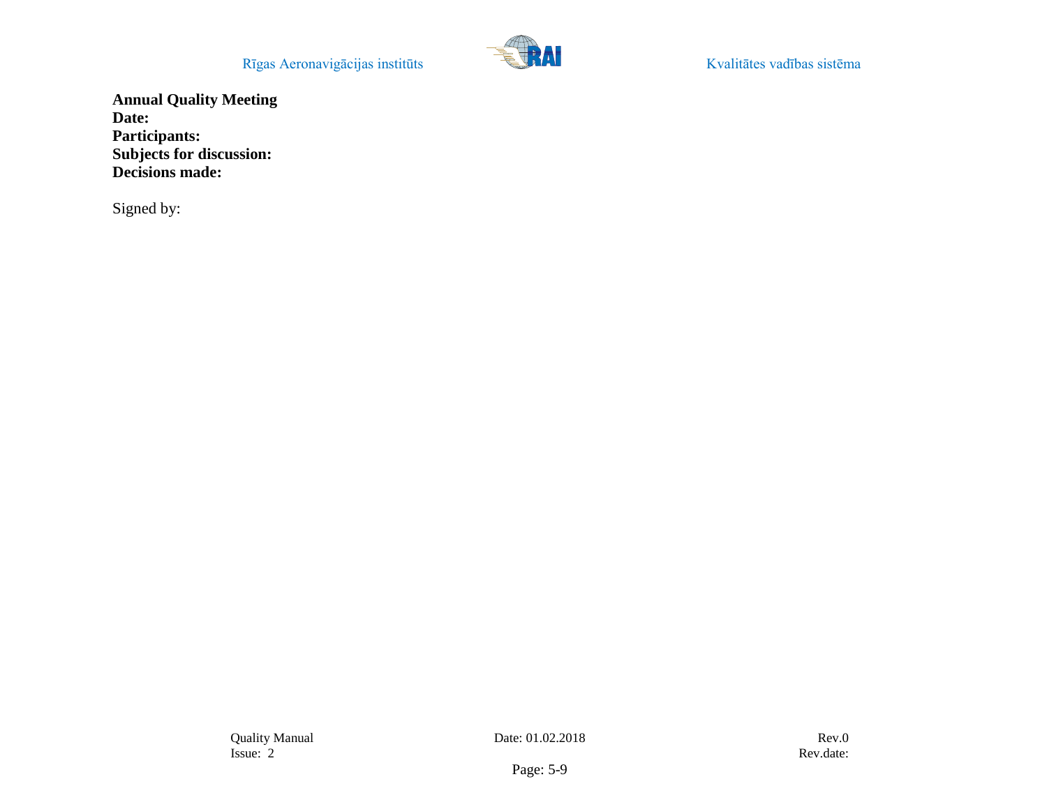**Annual Quality Meeting**
**Date:**
**Participants:**
**Subjects for discussion:**
**Decisions made:**

Signed by: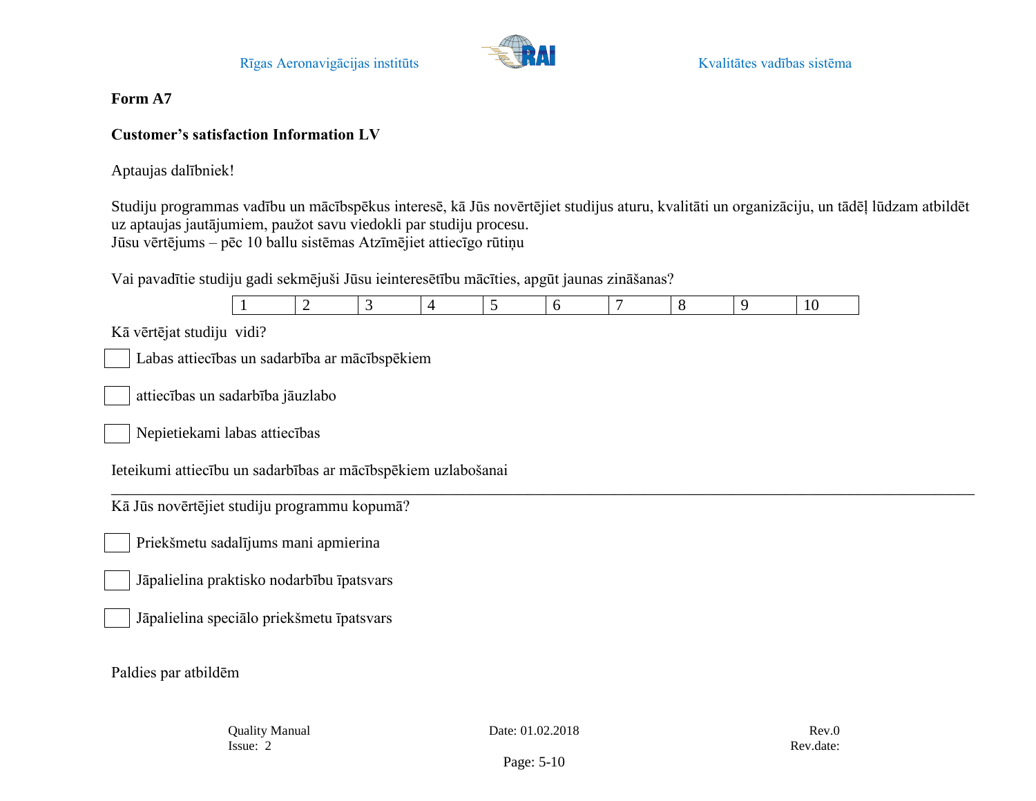**Form A7**

**Customer's satisfaction Information LV**

Aptaujas dalībniek!

Studiju programmas vadību un mācībspēkus interesē, kā Jūs novērtējiet studijus aturu, kvalitāti un organizāciju, un tādēļ lūdzam atbildēt uz aptaujas jautājumiem, paužot savu viedokli par studiju procesu.
Jūsu vērtējums – pēc 10 ballu sistēmas Atzīmējiet attiecīgo rūtiņu

Vai pavadītie studiju gadi sekmējuši Jūsu ieinteresētību mācīties, apgūt jaunas zināšanas?

| 1 | 2 | 3 | 4 | 5 | 6 | 7 | 8 | 9 | 10 |
|---|---|---|---|---|---|---|---|---|---|

Kā vērtējat studiju vidi?

☐ Labas attiecības un sadarbība ar mācībspēkiem

☐ attiecības un sadarbība jāuzlabo

☐ Nepietiekami labas attiecības

Ieteikumi attiecību un sadarbības ar mācībspēkiem uzlabošanai

___________________________________________________________________________

Kā Jūs novērtējiet studiju programmu kopumā?

☐ Priekšmetu sadalījums mani apmierina

☐ Jāpalielina praktisko nodarbību īpatsvars

☐ Jāpalielina speciālo priekšmetu īpatsvars

Paldies par atbildēm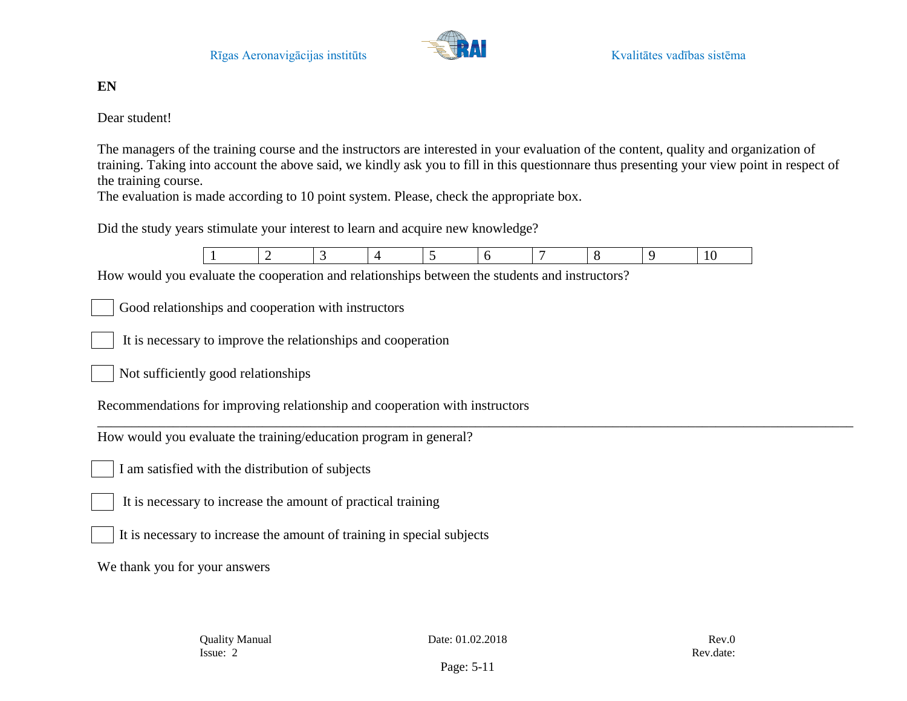**EN**

Dear student!

The managers of the training course and the instructors are interested in your evaluation of the content, quality and organization of training. Taking into account the above said, we kindly ask you to fill in this questionnare thus presenting your view point in respect of the training course.
The evaluation is made according to 10 point system. Please, check the appropriate box.

Did the study years stimulate your interest to learn and acquire new knowledge?

| 1 | 2 | 3 | 4 | 5 | 6 | 7 | 8 | 9 | 10 |
|---|---|---|---|---|---|---|---|---|---|

How would you evaluate the cooperation and relationships between the students and instructors?

☐ Good relationships and cooperation with instructors

☐ It is necessary to improve the relationships and cooperation

☐ Not sufficiently good relationships

Recommendations for improving relationship and cooperation with instructors

___________________________________________________________________________

How would you evaluate the training/education program in general?

☐ I am satisfied with the distribution of subjects

☐ It is necessary to increase the amount of practical training

☐ It is necessary to increase the amount of training in special subjects

We thank you for your answers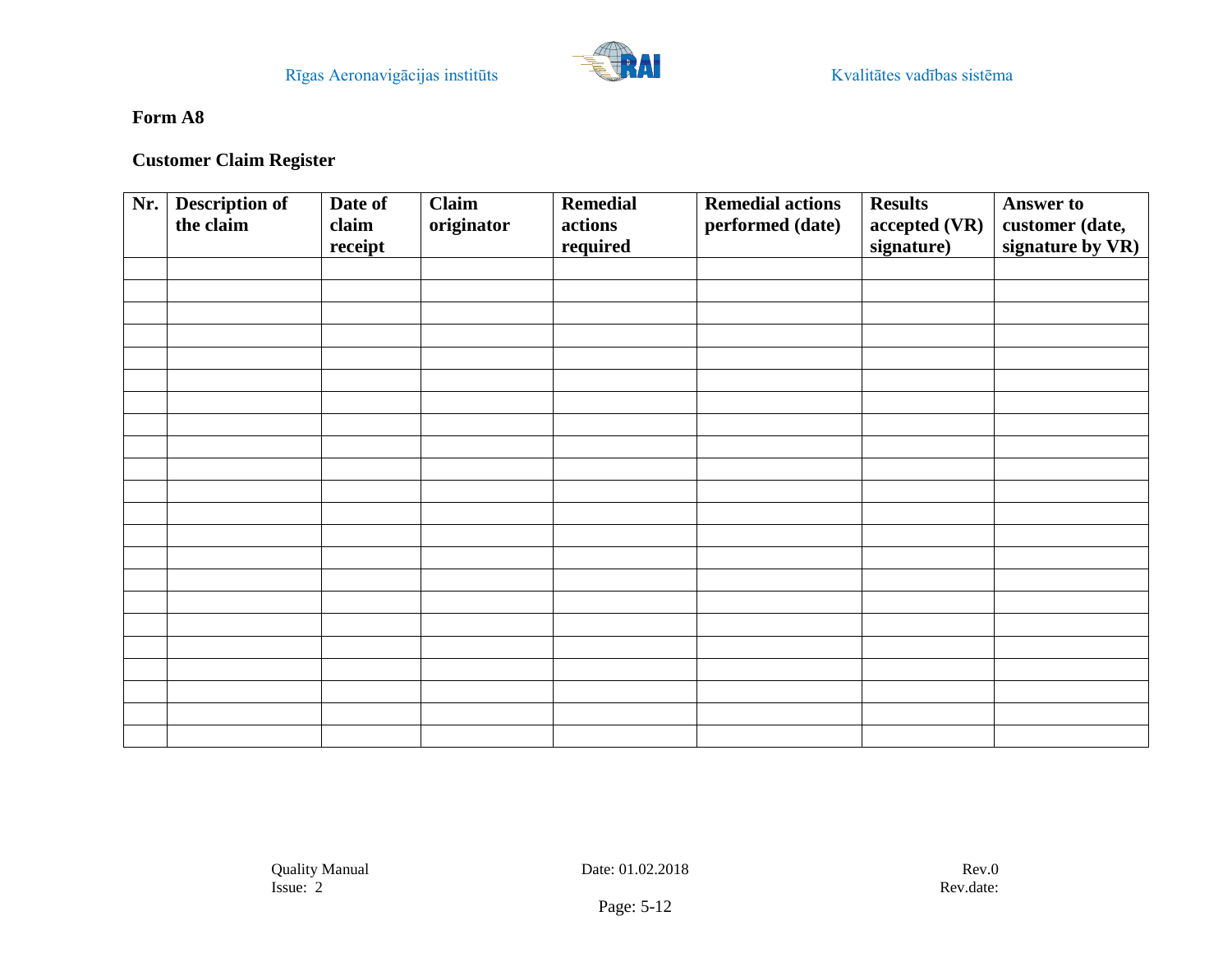**Form A8**

**Customer Claim Register**

| Nr. | Description of the claim | Date of claim receipt | Claim originator | Remedial actions required | Remedial actions performed (date) | Results accepted (VR) signature) | Answer to customer (date, signature by VR) |
|---|---|---|---|---|---|---|---|
| | | | | | | | |
| | | | | | | | |
| | | | | | | | |
| | | | | | | | |
| | | | | | | | |
| | | | | | | | |
| | | | | | | | |
| | | | | | | | |
| | | | | | | | |
| | | | | | | | |
| | | | | | | | |
| | | | | | | | |
| | | | | | | | |
| | | | | | | | |
| | | | | | | | |
| | | | | | | | |
| | | | | | | | |
| | | | | | | | |
| | | | | | | | |
| | | | | | | | |
| | | | | | | | |
| | | | | | | | |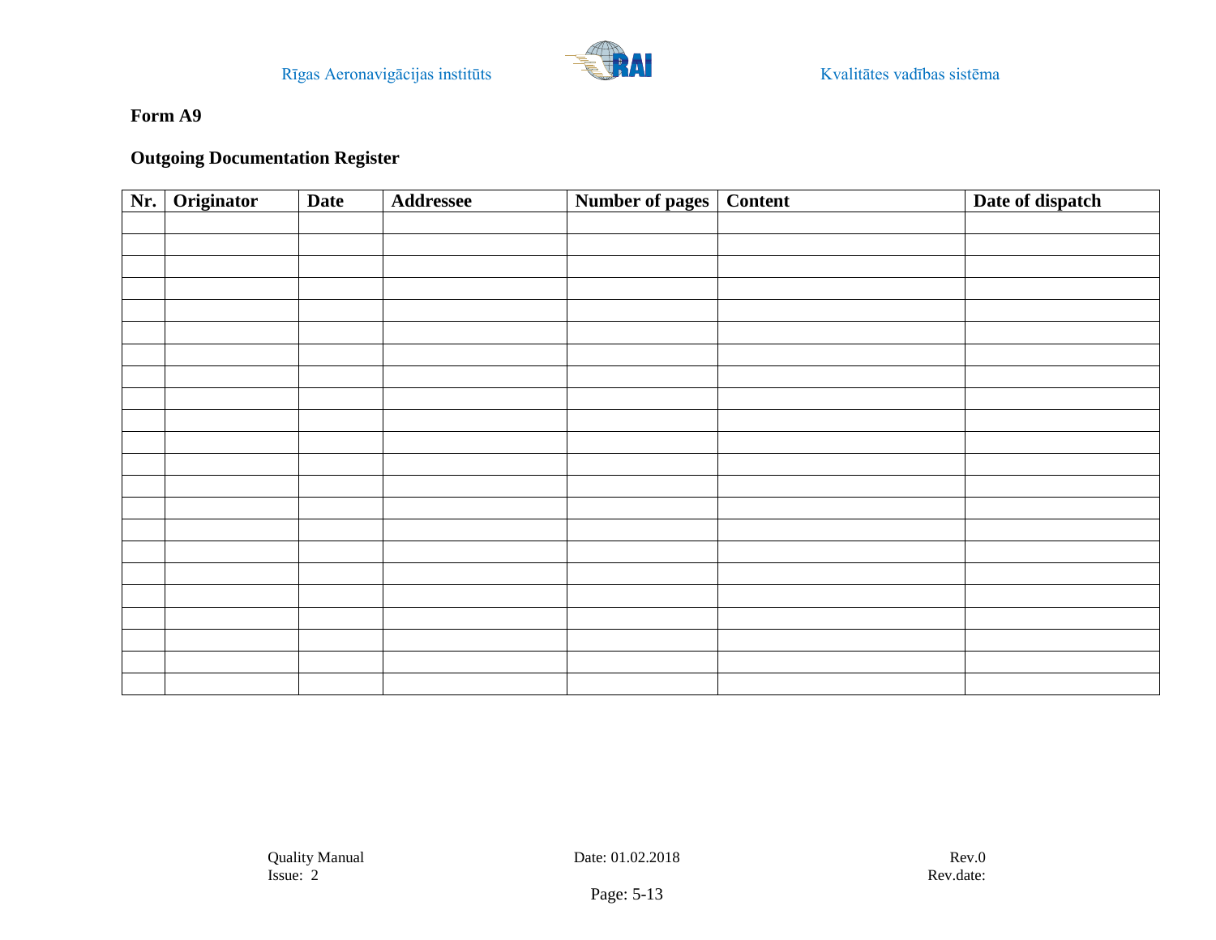**Form A9**

**Outgoing Documentation Register**

| Nr. | Originator | Date | Addressee | Number of pages | Content | Date of dispatch |
|---|---|---|---|---|---|---|
| | | | | | | |
| | | | | | | |
| | | | | | | |
| | | | | | | |
| | | | | | | |
| | | | | | | |
| | | | | | | |
| | | | | | | |
| | | | | | | |
| | | | | | | |
| | | | | | | |
| | | | | | | |
| | | | | | | |
| | | | | | | |
| | | | | | | |
| | | | | | | |
| | | | | | | |
| | | | | | | |
| | | | | | | |
| | | | | | | |
| | | | | | | |
| | | | | | | |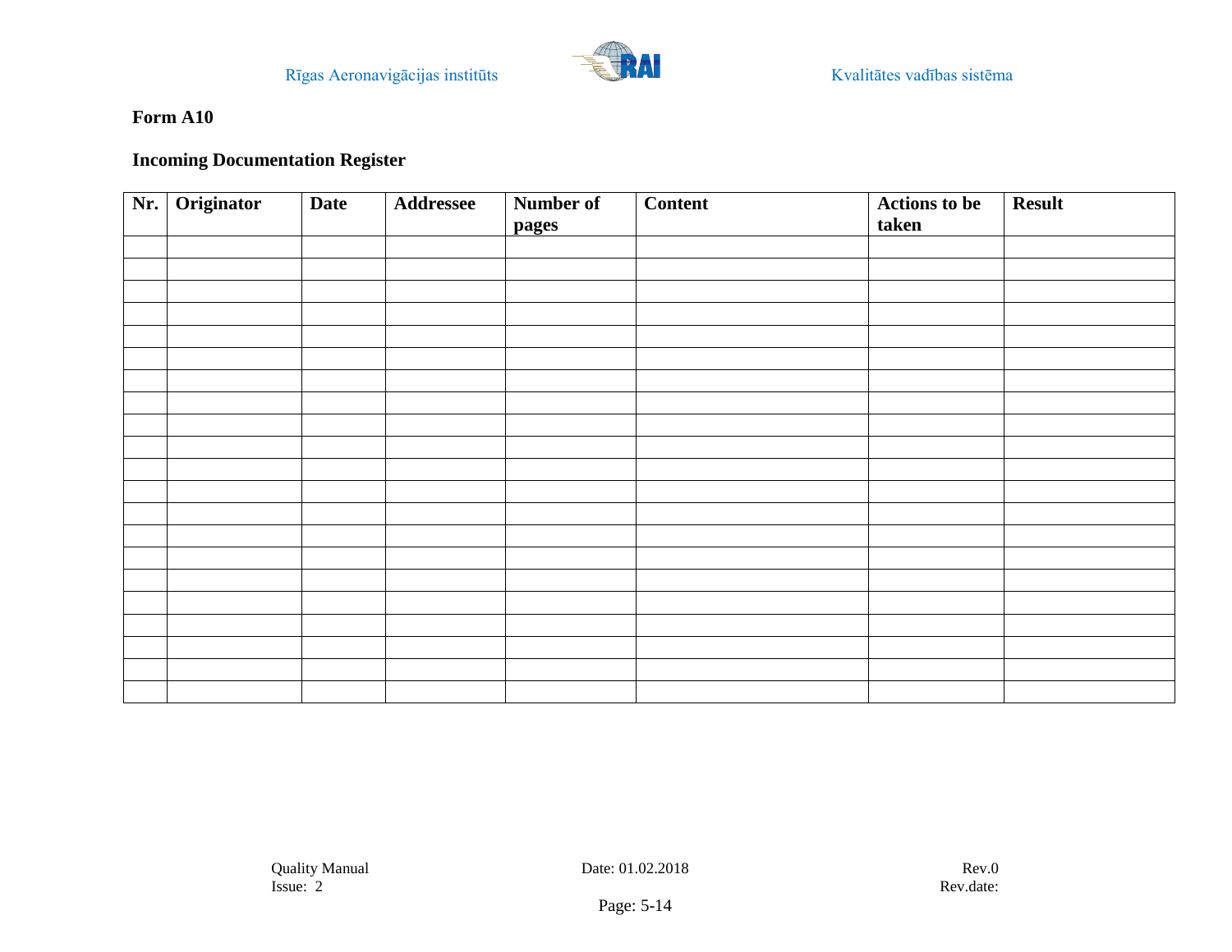**Form A10**

**Incoming Documentation Register**

| Nr. | Originator | Date | Addressee | Number of pages | Content | Actions to be taken | Result |
|---|---|---|---|---|---|---|---|
| | | | | | | | |
| | | | | | | | |
| | | | | | | | |
| | | | | | | | |
| | | | | | | | |
| | | | | | | | |
| | | | | | | | |
| | | | | | | | |
| | | | | | | | |
| | | | | | | | |
| | | | | | | | |
| | | | | | | | |
| | | | | | | | |
| | | | | | | | |
| | | | | | | | |
| | | | | | | | |
| | | | | | | | |
| | | | | | | | |
| | | | | | | | |
| | | | | | | | |
| | | | | | | | |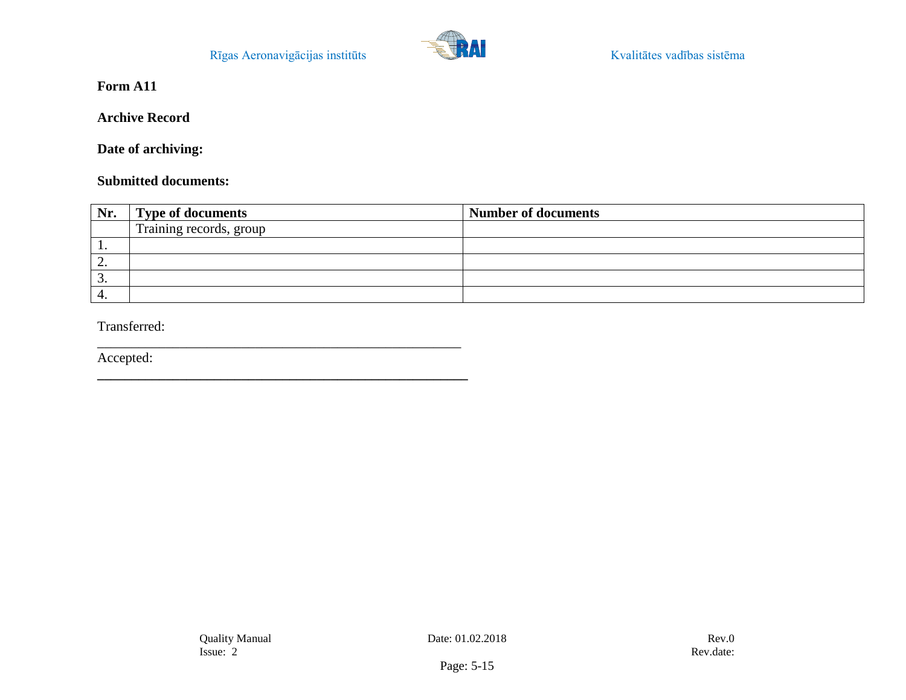**Form A11**

**Archive Record**

**Date of archiving:**

**Submitted documents:**

| Nr. | Type of documents | Number of documents |
|---|---|---|
| | Training records, group | |
| 1. | | |
| 2. | | |
| 3. | | |
| 4. | | |

Transferred:

_______________________________________________________

Accepted:

_______________________________________________________